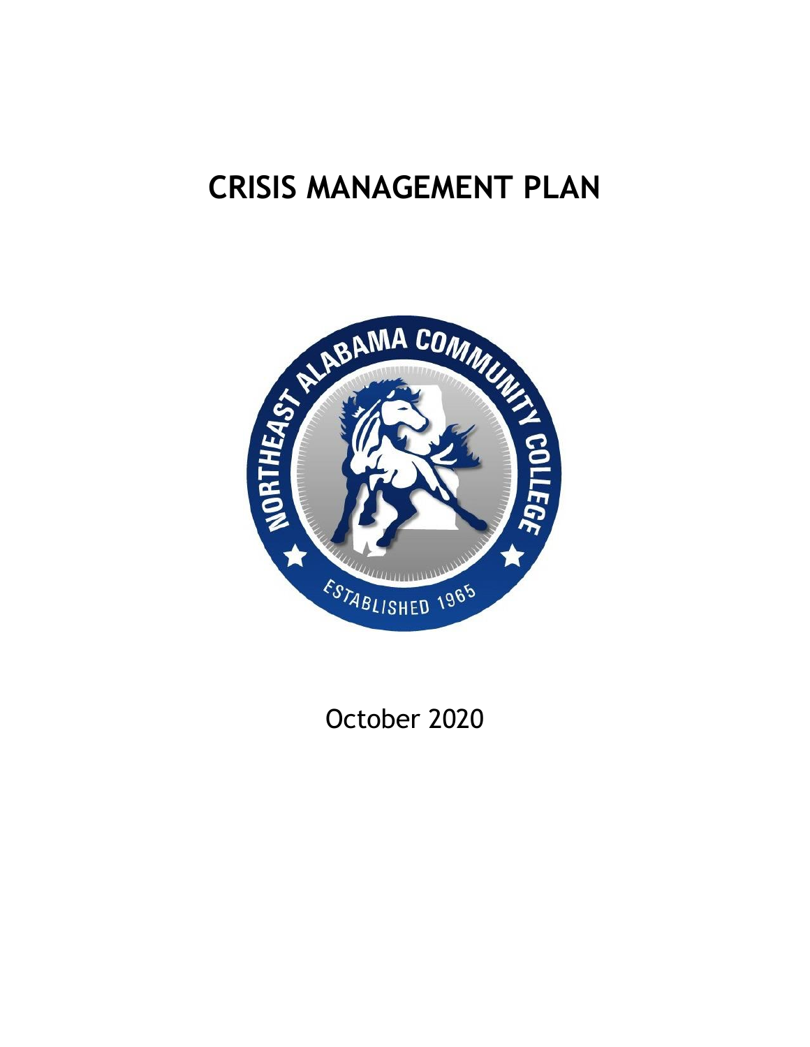# CRISIS MANAGEMENT PLAN

October 2020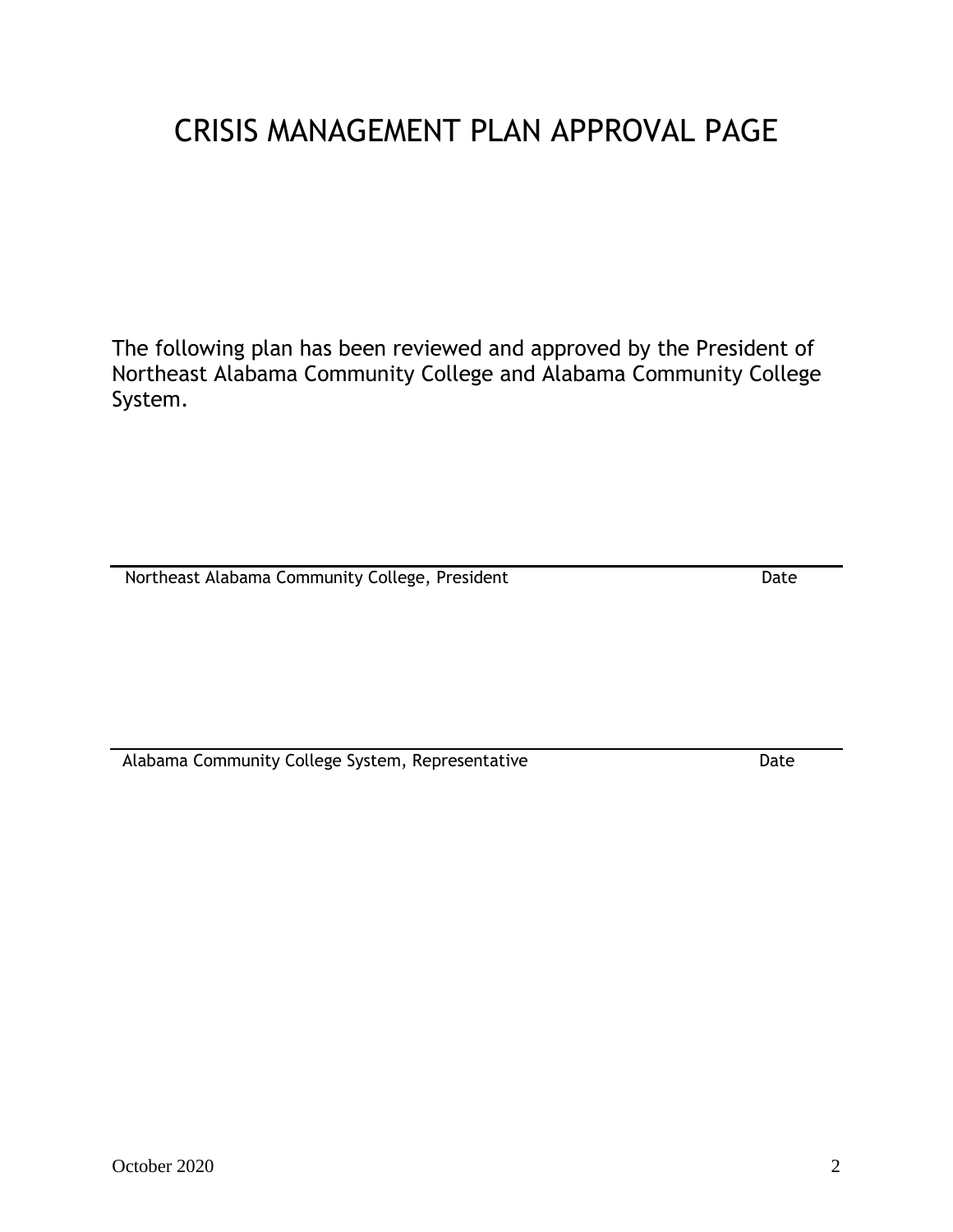# CRISIS MANAGEMENT PLAN APPROVAL PAGE

The following plan has been reviewed and approved by the President of Northeast Alabama Community College and Alabama Community College System.

___________________________________________________________________

Northeast Alabama Community College, President                                                  Date

___________________________________________________________________

Alabama Community College System, Representative                                                Date

October 2020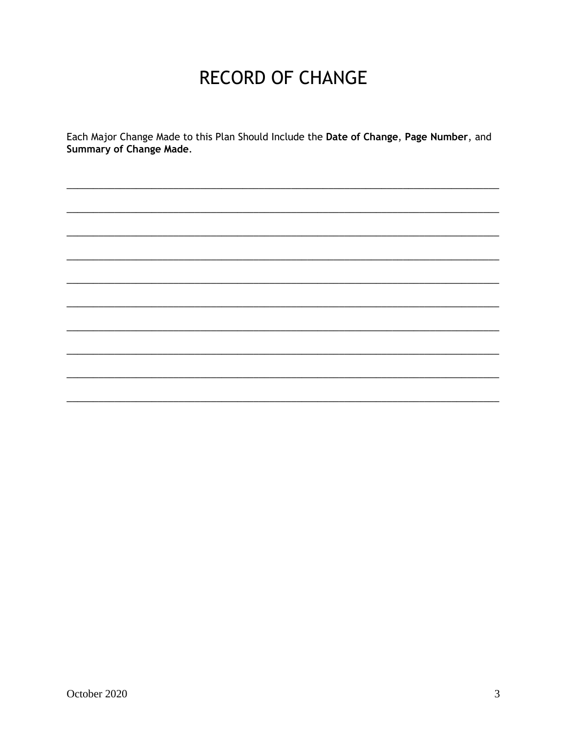# RECORD OF CHANGE

Each Major Change Made to this Plan Should Include the **Date of Change**, **Page Number**, and **Summary of Change Made**.

______________________________________________________________________________

______________________________________________________________________________

______________________________________________________________________________

______________________________________________________________________________

______________________________________________________________________________

______________________________________________________________________________

______________________________________________________________________________

______________________________________________________________________________

______________________________________________________________________________

______________________________________________________________________________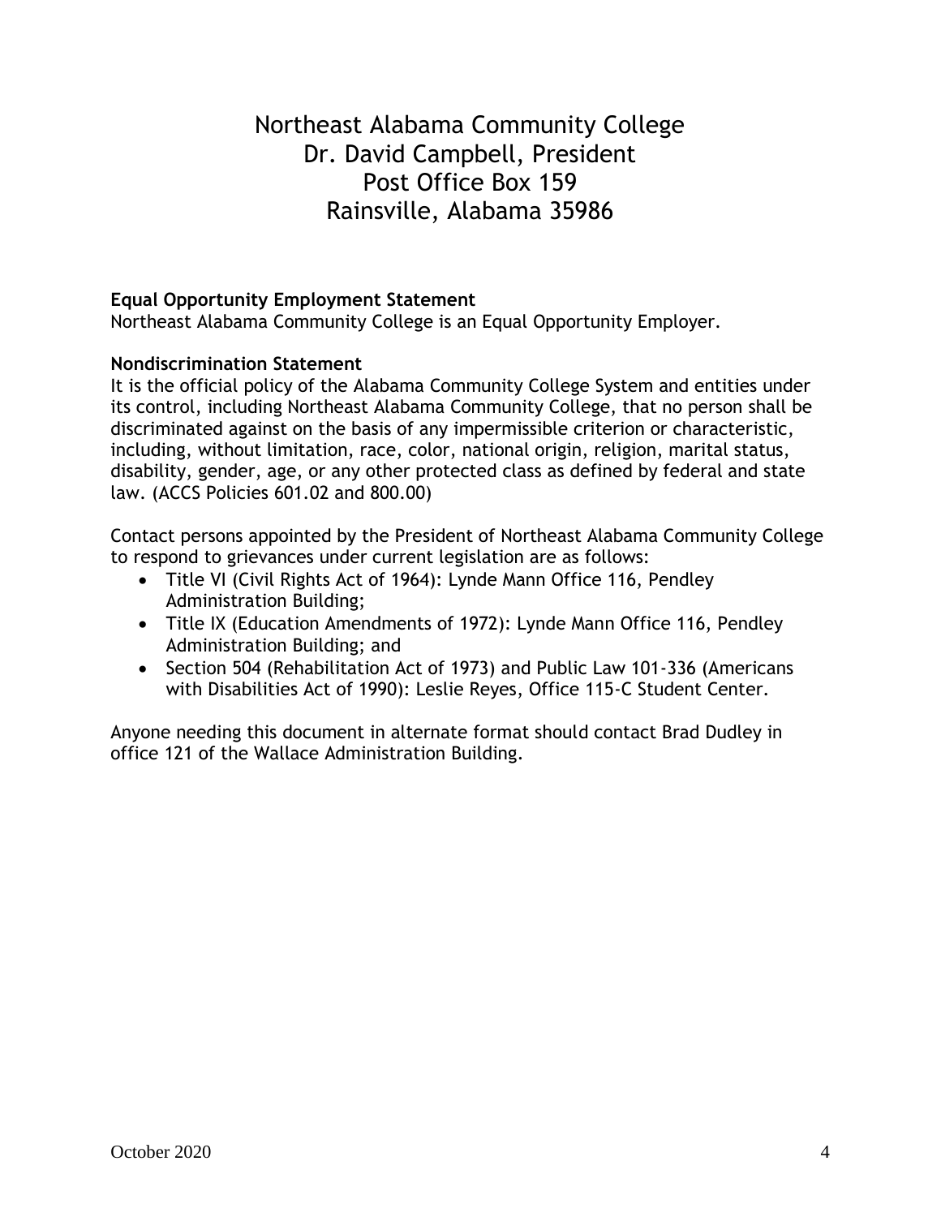# Northeast Alabama Community College
Dr. David Campbell, President
Post Office Box 159
Rainsville, Alabama 35986

**Equal Opportunity Employment Statement**
Northeast Alabama Community College is an Equal Opportunity Employer.

**Nondiscrimination Statement**
It is the official policy of the Alabama Community College System and entities under its control, including Northeast Alabama Community College, that no person shall be discriminated against on the basis of any impermissible criterion or characteristic, including, without limitation, race, color, national origin, religion, marital status, disability, gender, age, or any other protected class as defined by federal and state law. (ACCS Policies 601.02 and 800.00)

Contact persons appointed by the President of Northeast Alabama Community College to respond to grievances under current legislation are as follows:

- Title VI (Civil Rights Act of 1964): Lynde Mann Office 116, Pendley Administration Building;
- Title IX (Education Amendments of 1972): Lynde Mann Office 116, Pendley Administration Building; and
- Section 504 (Rehabilitation Act of 1973) and Public Law 101-336 (Americans with Disabilities Act of 1990): Leslie Reyes, Office 115-C Student Center.

Anyone needing this document in alternate format should contact Brad Dudley in office 121 of the Wallace Administration Building.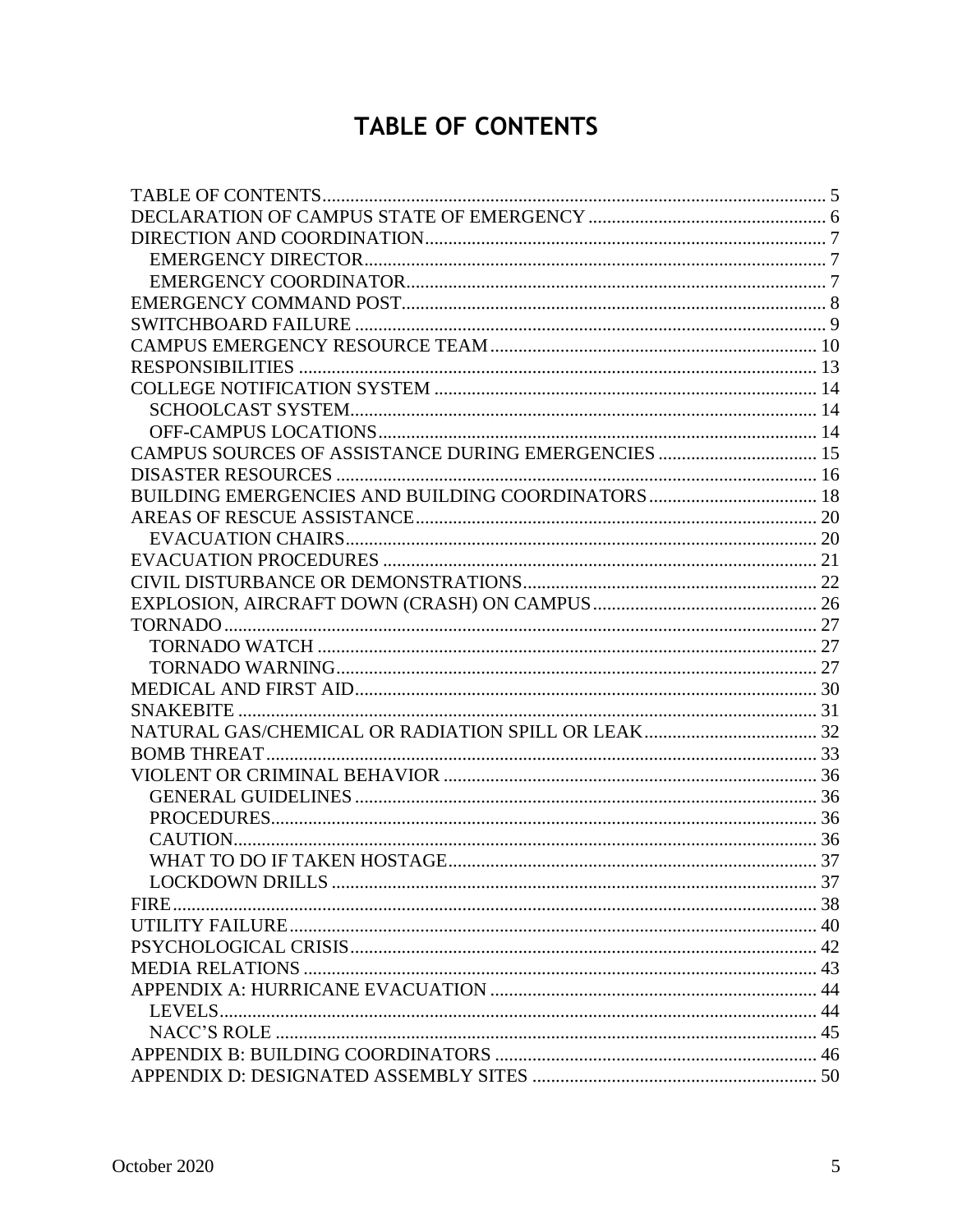# TABLE OF CONTENTS

- TABLE OF CONTENTS ........ 5
- DECLARATION OF CAMPUS STATE OF EMERGENCY ........ 6
- DIRECTION AND COORDINATION ........ 7
  - EMERGENCY DIRECTOR ........ 7
  - EMERGENCY COORDINATOR ........ 7
- EMERGENCY COMMAND POST ........ 8
- SWITCHBOARD FAILURE ........ 9
- CAMPUS EMERGENCY RESOURCE TEAM ........ 10
- RESPONSIBILITIES ........ 13
- COLLEGE NOTIFICATION SYSTEM ........ 14
  - SCHOOLCAST SYSTEM ........ 14
  - OFF-CAMPUS LOCATIONS ........ 14
- CAMPUS SOURCES OF ASSISTANCE DURING EMERGENCIES ........ 15
- DISASTER RESOURCES ........ 16
- BUILDING EMERGENCIES AND BUILDING COORDINATORS ........ 18
- AREAS OF RESCUE ASSISTANCE ........ 20
  - EVACUATION CHAIRS ........ 20
- EVACUATION PROCEDURES ........ 21
- CIVIL DISTURBANCE OR DEMONSTRATIONS ........ 22
- EXPLOSION, AIRCRAFT DOWN (CRASH) ON CAMPUS ........ 26
- TORNADO ........ 27
  - TORNADO WATCH ........ 27
  - TORNADO WARNING ........ 27
- MEDICAL AND FIRST AID ........ 30
- SNAKEBITE ........ 31
- NATURAL GAS/CHEMICAL OR RADIATION SPILL OR LEAK ........ 32
- BOMB THREAT ........ 33
- VIOLENT OR CRIMINAL BEHAVIOR ........ 36
  - GENERAL GUIDELINES ........ 36
  - PROCEDURES ........ 36
  - CAUTION ........ 36
  - WHAT TO DO IF TAKEN HOSTAGE ........ 37
  - LOCKDOWN DRILLS ........ 37
- FIRE ........ 38
- UTILITY FAILURE ........ 40
- PSYCHOLOGICAL CRISIS ........ 42
- MEDIA RELATIONS ........ 43
- APPENDIX A: HURRICANE EVACUATION ........ 44
  - LEVELS ........ 44
  - NACC'S ROLE ........ 45
- APPENDIX B: BUILDING COORDINATORS ........ 46
- APPENDIX D: DESIGNATED ASSEMBLY SITES ........ 50

October 2020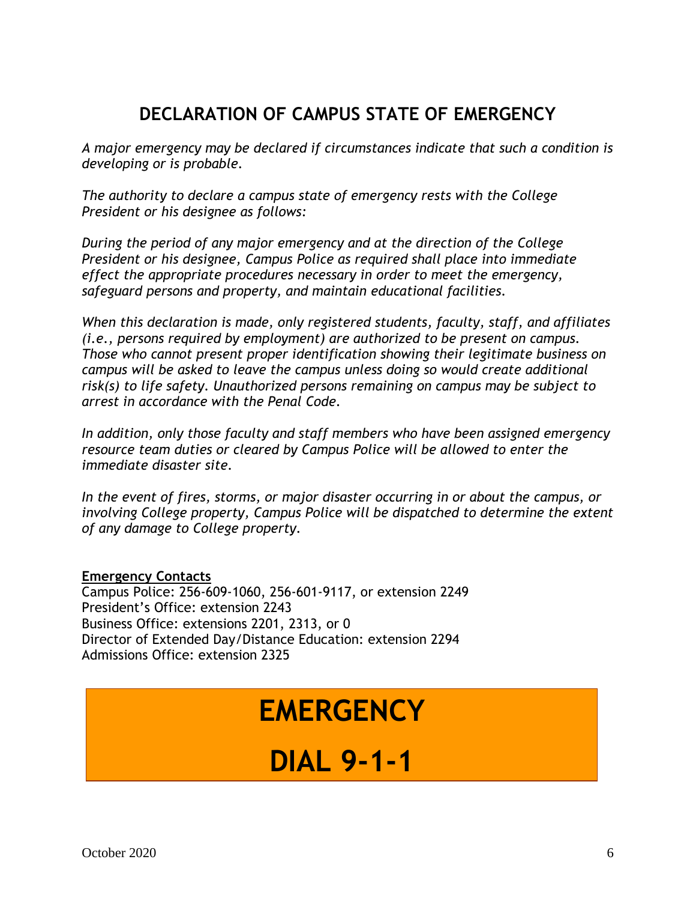## DECLARATION OF CAMPUS STATE OF EMERGENCY

*A major emergency may be declared if circumstances indicate that such a condition is developing or is probable.*

*The authority to declare a campus state of emergency rests with the College President or his designee as follows:*

*During the period of any major emergency and at the direction of the College President or his designee, Campus Police as required shall place into immediate effect the appropriate procedures necessary in order to meet the emergency, safeguard persons and property, and maintain educational facilities.*

*When this declaration is made, only registered students, faculty, staff, and affiliates (i.e., persons required by employment) are authorized to be present on campus. Those who cannot present proper identification showing their legitimate business on campus will be asked to leave the campus unless doing so would create additional risk(s) to life safety. Unauthorized persons remaining on campus may be subject to arrest in accordance with the Penal Code.*

*In addition, only those faculty and staff members who have been assigned emergency resource team duties or cleared by Campus Police will be allowed to enter the immediate disaster site.*

*In the event of fires, storms, or major disaster occurring in or about the campus, or involving College property, Campus Police will be dispatched to determine the extent of any damage to College property.*

**Emergency Contacts**

Campus Police: 256-609-1060, 256-601-9117, or extension 2249
President's Office: extension 2243
Business Office: extensions 2201, 2313, or 0
Director of Extended Day/Distance Education: extension 2294
Admissions Office: extension 2325

# EMERGENCY

# DIAL 9-1-1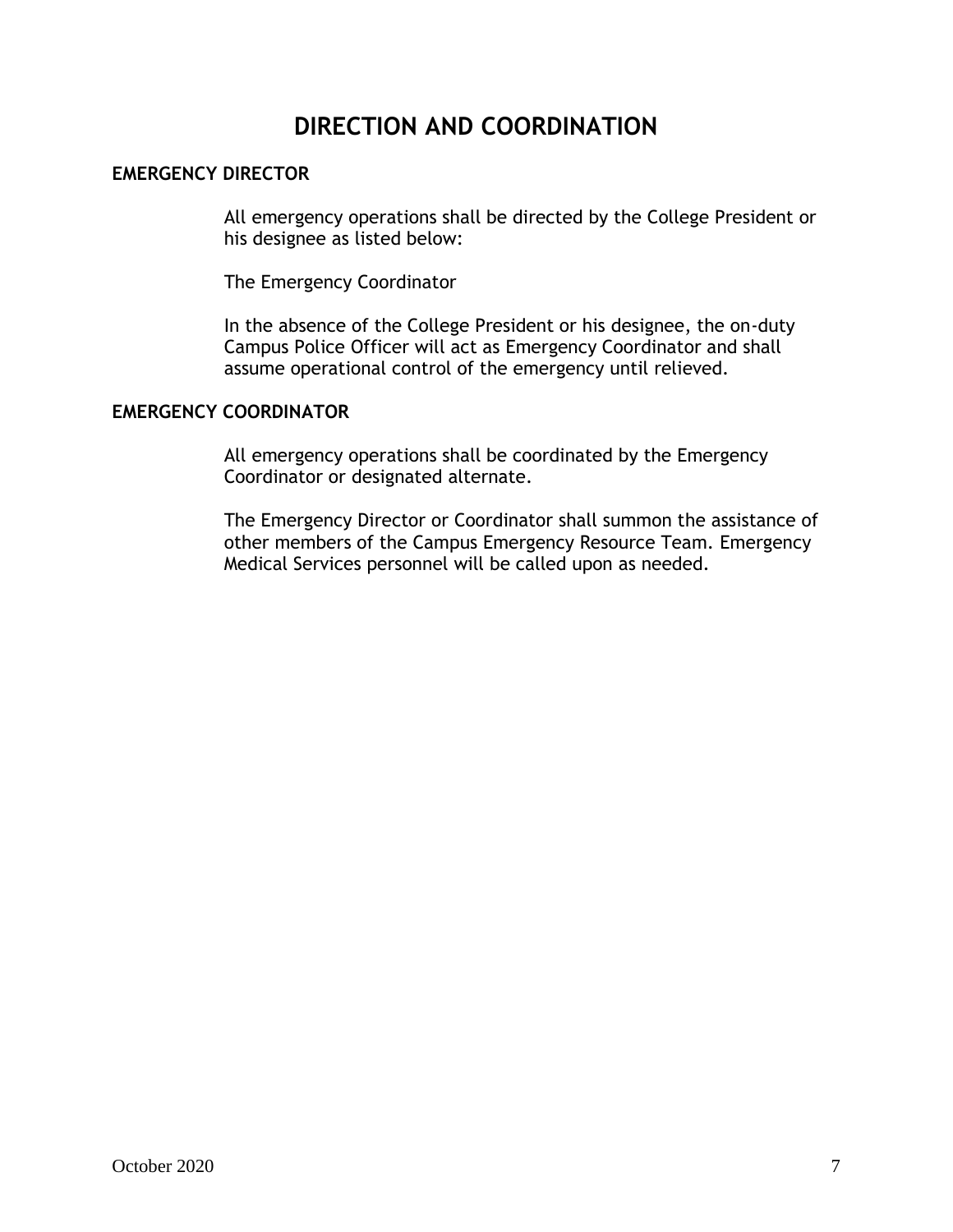# DIRECTION AND COORDINATION

## EMERGENCY DIRECTOR

All emergency operations shall be directed by the College President or his designee as listed below:

The Emergency Coordinator

In the absence of the College President or his designee, the on-duty Campus Police Officer will act as Emergency Coordinator and shall assume operational control of the emergency until relieved.

## EMERGENCY COORDINATOR

All emergency operations shall be coordinated by the Emergency Coordinator or designated alternate.

The Emergency Director or Coordinator shall summon the assistance of other members of the Campus Emergency Resource Team. Emergency Medical Services personnel will be called upon as needed.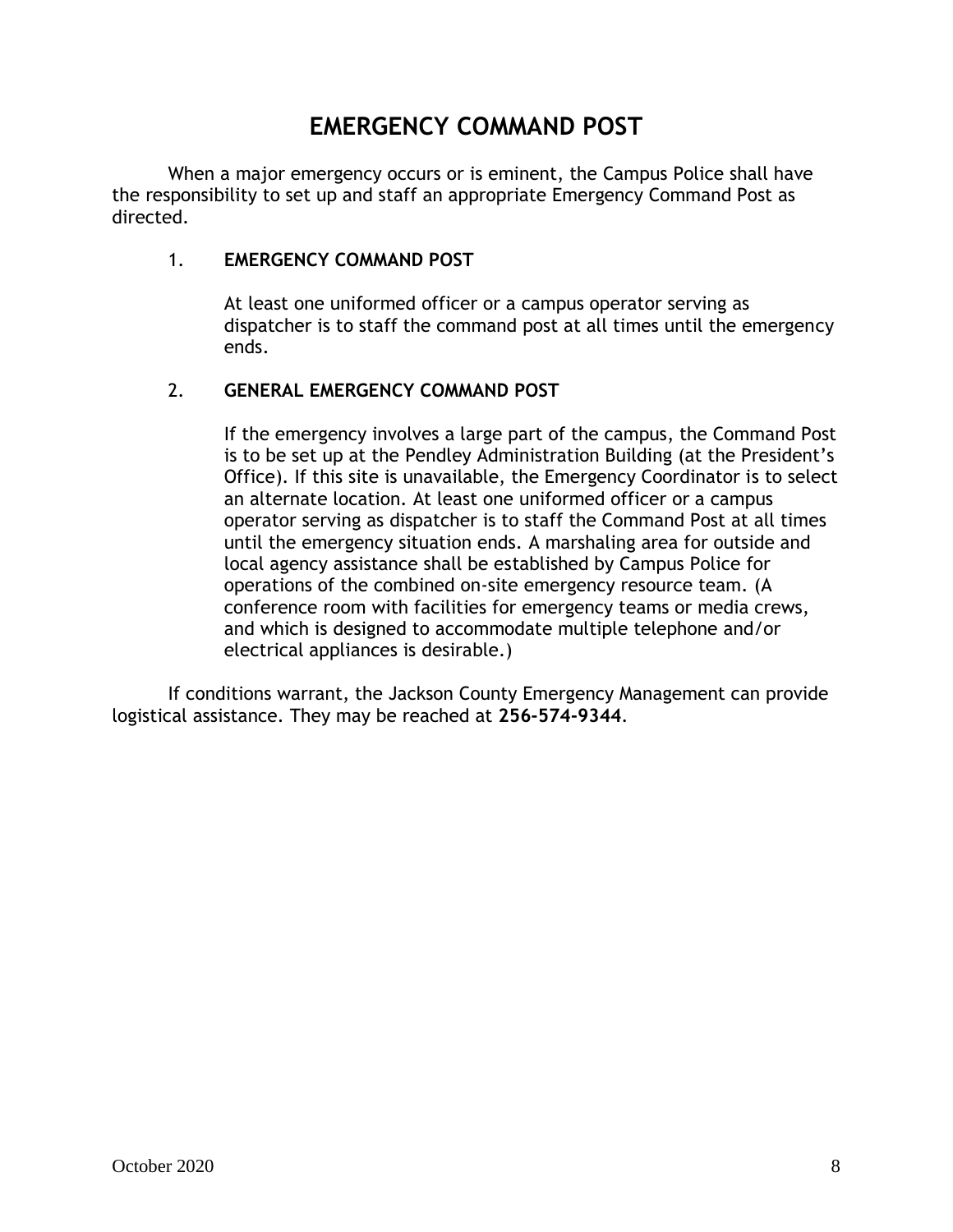# EMERGENCY COMMAND POST

When a major emergency occurs or is eminent, the Campus Police shall have the responsibility to set up and staff an appropriate Emergency Command Post as directed.

1. **EMERGENCY COMMAND POST**

   At least one uniformed officer or a campus operator serving as dispatcher is to staff the command post at all times until the emergency ends.

2. **GENERAL EMERGENCY COMMAND POST**

   If the emergency involves a large part of the campus, the Command Post is to be set up at the Pendley Administration Building (at the President's Office). If this site is unavailable, the Emergency Coordinator is to select an alternate location. At least one uniformed officer or a campus operator serving as dispatcher is to staff the Command Post at all times until the emergency situation ends. A marshaling area for outside and local agency assistance shall be established by Campus Police for operations of the combined on-site emergency resource team. (A conference room with facilities for emergency teams or media crews, and which is designed to accommodate multiple telephone and/or electrical appliances is desirable.)

If conditions warrant, the Jackson County Emergency Management can provide logistical assistance. They may be reached at **256-574-9344**.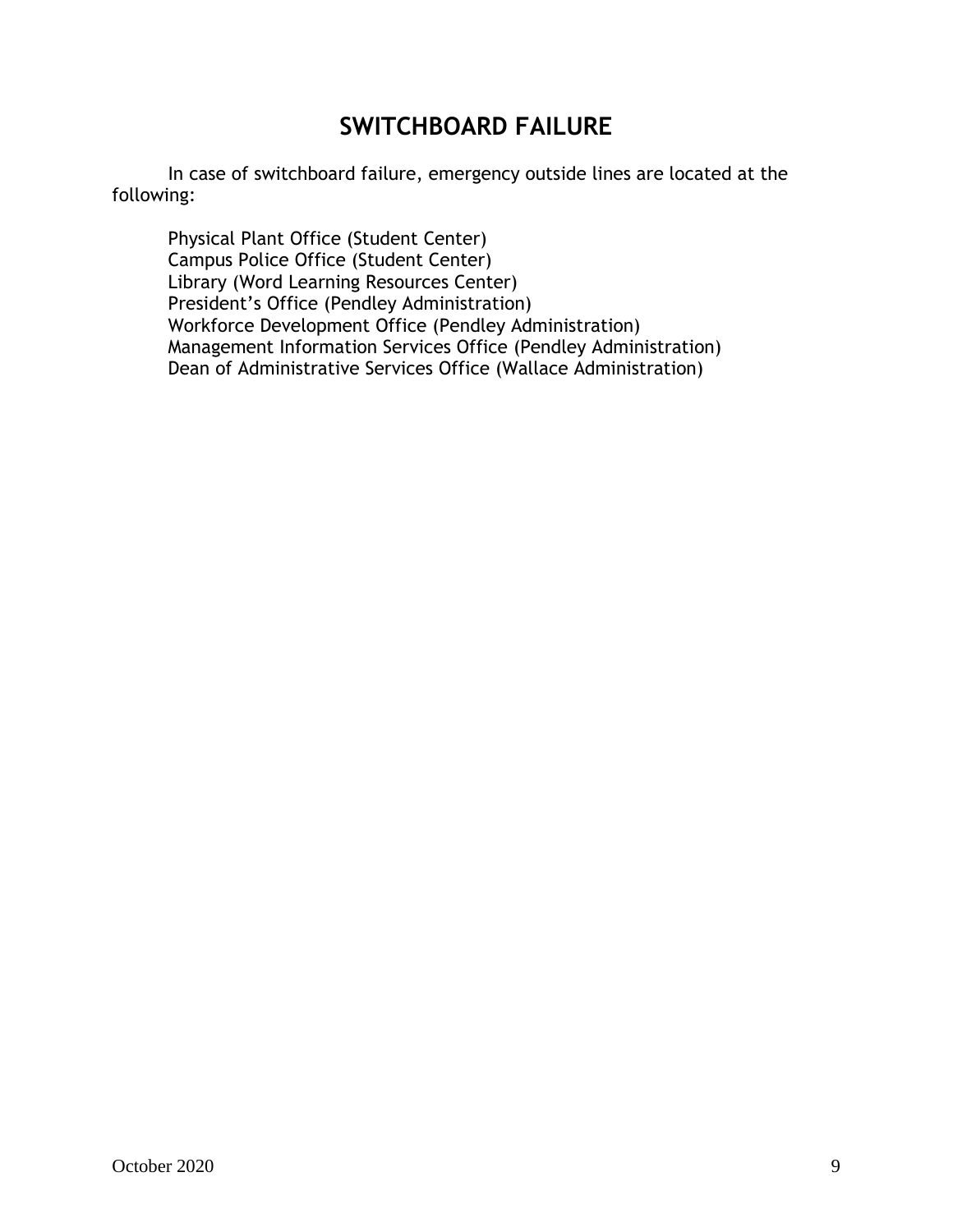# SWITCHBOARD FAILURE

In case of switchboard failure, emergency outside lines are located at the following:

Physical Plant Office (Student Center)
Campus Police Office (Student Center)
Library (Word Learning Resources Center)
President's Office (Pendley Administration)
Workforce Development Office (Pendley Administration)
Management Information Services Office (Pendley Administration)
Dean of Administrative Services Office (Wallace Administration)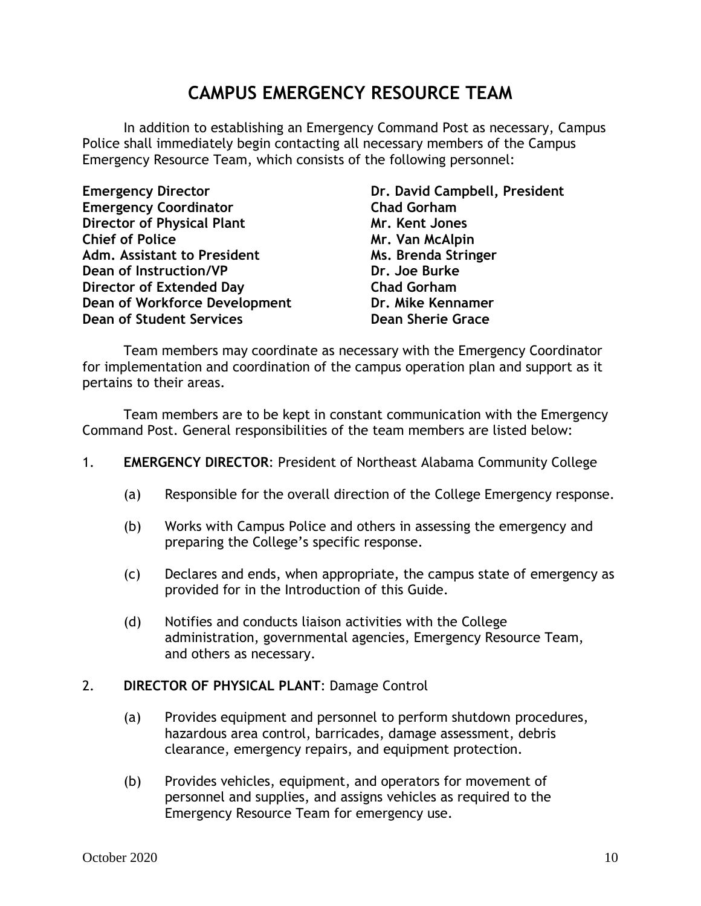# CAMPUS EMERGENCY RESOURCE TEAM

In addition to establishing an Emergency Command Post as necessary, Campus Police shall immediately begin contacting all necessary members of the Campus Emergency Resource Team, which consists of the following personnel:

| | |
|---|---|
| **Emergency Director** | **Dr. David Campbell, President** |
| **Emergency Coordinator** | **Chad Gorham** |
| **Director of Physical Plant** | **Mr. Kent Jones** |
| **Chief of Police** | **Mr. Van McAlpin** |
| **Adm. Assistant to President** | **Ms. Brenda Stringer** |
| **Dean of Instruction/VP** | **Dr. Joe Burke** |
| **Director of Extended Day** | **Chad Gorham** |
| **Dean of Workforce Development** | **Dr. Mike Kennamer** |
| **Dean of Student Services** | **Dean Sherie Grace** |

Team members may coordinate as necessary with the Emergency Coordinator for implementation and coordination of the campus operation plan and support as it pertains to their areas.

Team members are to be kept in constant communication with the Emergency Command Post. General responsibilities of the team members are listed below:

1. **EMERGENCY DIRECTOR**: President of Northeast Alabama Community College

   (a) Responsible for the overall direction of the College Emergency response.

   (b) Works with Campus Police and others in assessing the emergency and preparing the College's specific response.

   (c) Declares and ends, when appropriate, the campus state of emergency as provided for in the Introduction of this Guide.

   (d) Notifies and conducts liaison activities with the College administration, governmental agencies, Emergency Resource Team, and others as necessary.

2. **DIRECTOR OF PHYSICAL PLANT**: Damage Control

   (a) Provides equipment and personnel to perform shutdown procedures, hazardous area control, barricades, damage assessment, debris clearance, emergency repairs, and equipment protection.

   (b) Provides vehicles, equipment, and operators for movement of personnel and supplies, and assigns vehicles as required to the Emergency Resource Team for emergency use.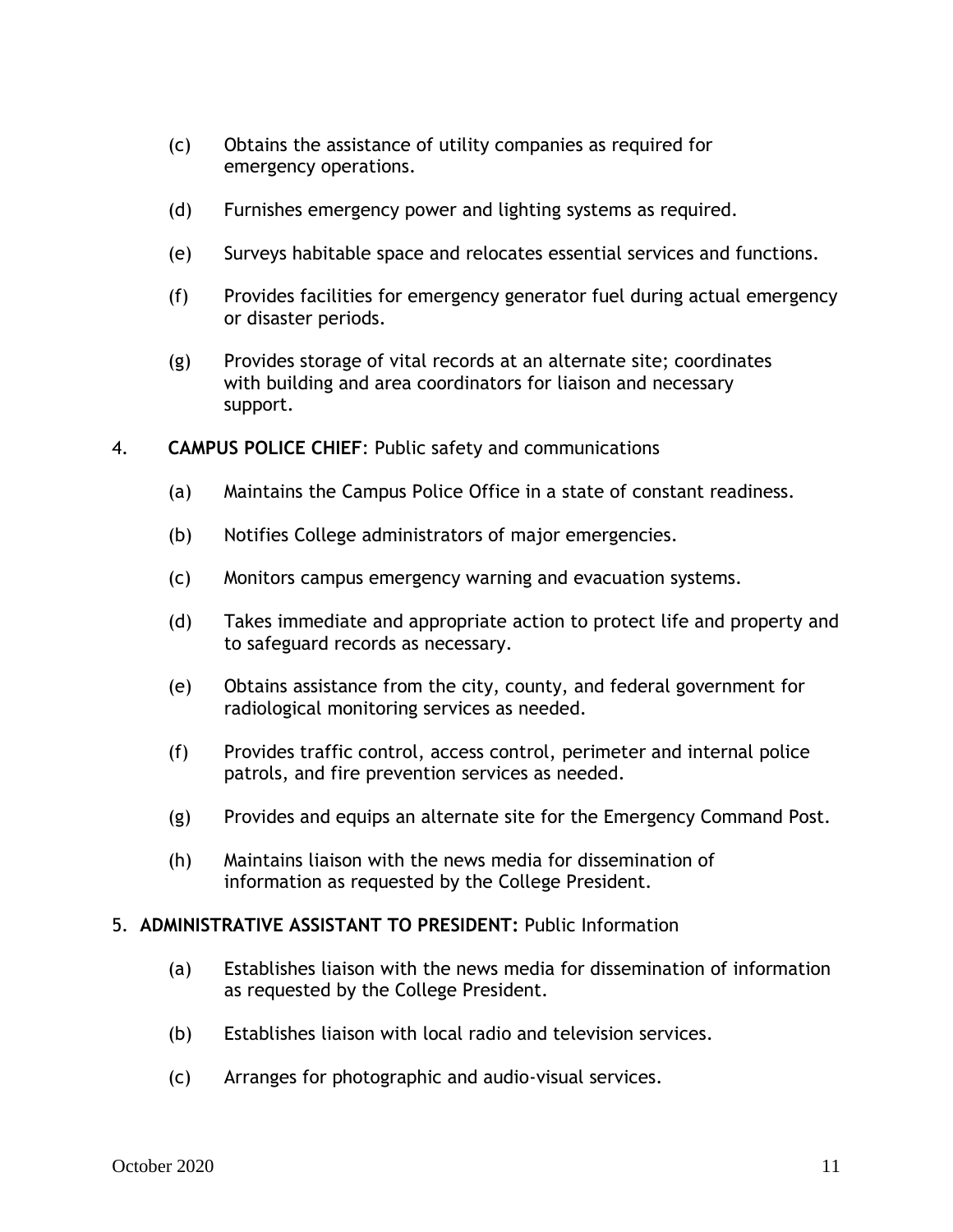(c) Obtains the assistance of utility companies as required for emergency operations.

(d) Furnishes emergency power and lighting systems as required.

(e) Surveys habitable space and relocates essential services and functions.

(f) Provides facilities for emergency generator fuel during actual emergency or disaster periods.

(g) Provides storage of vital records at an alternate site; coordinates with building and area coordinators for liaison and necessary support.

4. **CAMPUS POLICE CHIEF**: Public safety and communications

   (a) Maintains the Campus Police Office in a state of constant readiness.

   (b) Notifies College administrators of major emergencies.

   (c) Monitors campus emergency warning and evacuation systems.

   (d) Takes immediate and appropriate action to protect life and property and to safeguard records as necessary.

   (e) Obtains assistance from the city, county, and federal government for radiological monitoring services as needed.

   (f) Provides traffic control, access control, perimeter and internal police patrols, and fire prevention services as needed.

   (g) Provides and equips an alternate site for the Emergency Command Post.

   (h) Maintains liaison with the news media for dissemination of information as requested by the College President.

5. **ADMINISTRATIVE ASSISTANT TO PRESIDENT:** Public Information

   (a) Establishes liaison with the news media for dissemination of information as requested by the College President.

   (b) Establishes liaison with local radio and television services.

   (c) Arranges for photographic and audio-visual services.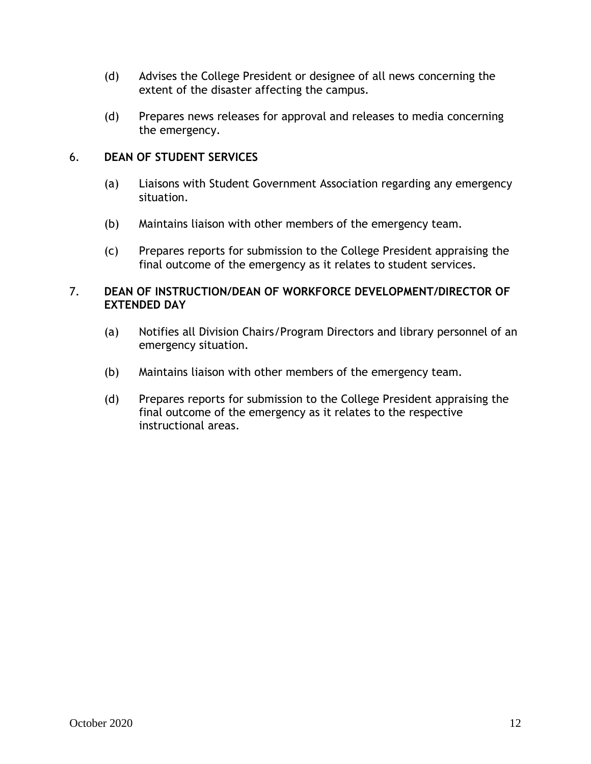(d) Advises the College President or designee of all news concerning the extent of the disaster affecting the campus.

(d) Prepares news releases for approval and releases to media concerning the emergency.

6. **DEAN OF STUDENT SERVICES**

   (a) Liaisons with Student Government Association regarding any emergency situation.

   (b) Maintains liaison with other members of the emergency team.

   (c) Prepares reports for submission to the College President appraising the final outcome of the emergency as it relates to student services.

7. **DEAN OF INSTRUCTION/DEAN OF WORKFORCE DEVELOPMENT/DIRECTOR OF EXTENDED DAY**

   (a) Notifies all Division Chairs/Program Directors and library personnel of an emergency situation.

   (b) Maintains liaison with other members of the emergency team.

   (d) Prepares reports for submission to the College President appraising the final outcome of the emergency as it relates to the respective instructional areas.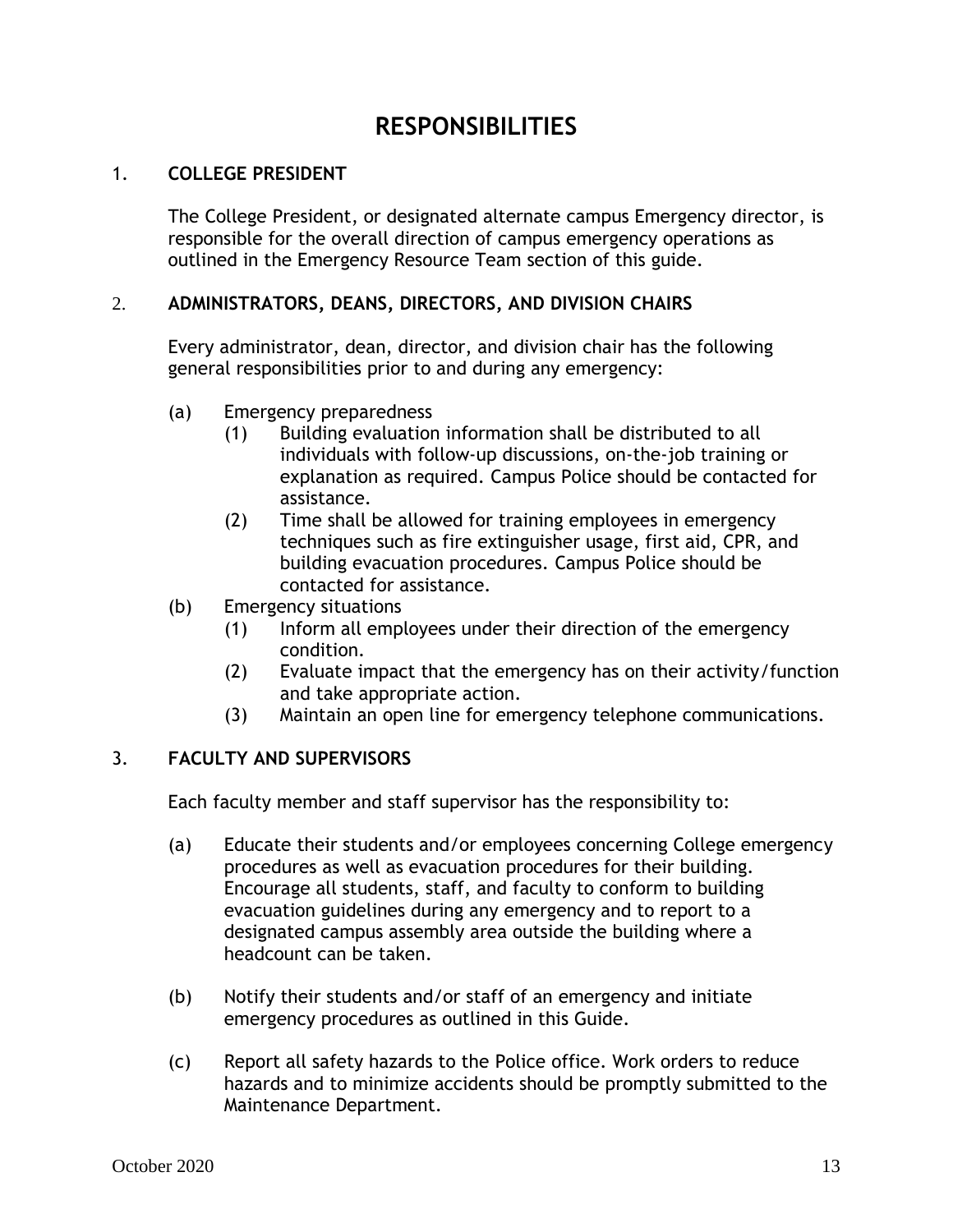# RESPONSIBILITIES

1. **COLLEGE PRESIDENT**

   The College President, or designated alternate campus Emergency director, is responsible for the overall direction of campus emergency operations as outlined in the Emergency Resource Team section of this guide.

2. **ADMINISTRATORS, DEANS, DIRECTORS, AND DIVISION CHAIRS**

   Every administrator, dean, director, and division chair has the following general responsibilities prior to and during any emergency:

   (a) Emergency preparedness
      (1) Building evaluation information shall be distributed to all individuals with follow-up discussions, on-the-job training or explanation as required. Campus Police should be contacted for assistance.
      (2) Time shall be allowed for training employees in emergency techniques such as fire extinguisher usage, first aid, CPR, and building evacuation procedures. Campus Police should be contacted for assistance.

   (b) Emergency situations
      (1) Inform all employees under their direction of the emergency condition.
      (2) Evaluate impact that the emergency has on their activity/function and take appropriate action.
      (3) Maintain an open line for emergency telephone communications.

3. **FACULTY AND SUPERVISORS**

   Each faculty member and staff supervisor has the responsibility to:

   (a) Educate their students and/or employees concerning College emergency procedures as well as evacuation procedures for their building. Encourage all students, staff, and faculty to conform to building evacuation guidelines during any emergency and to report to a designated campus assembly area outside the building where a headcount can be taken.

   (b) Notify their students and/or staff of an emergency and initiate emergency procedures as outlined in this Guide.

   (c) Report all safety hazards to the Police office. Work orders to reduce hazards and to minimize accidents should be promptly submitted to the Maintenance Department.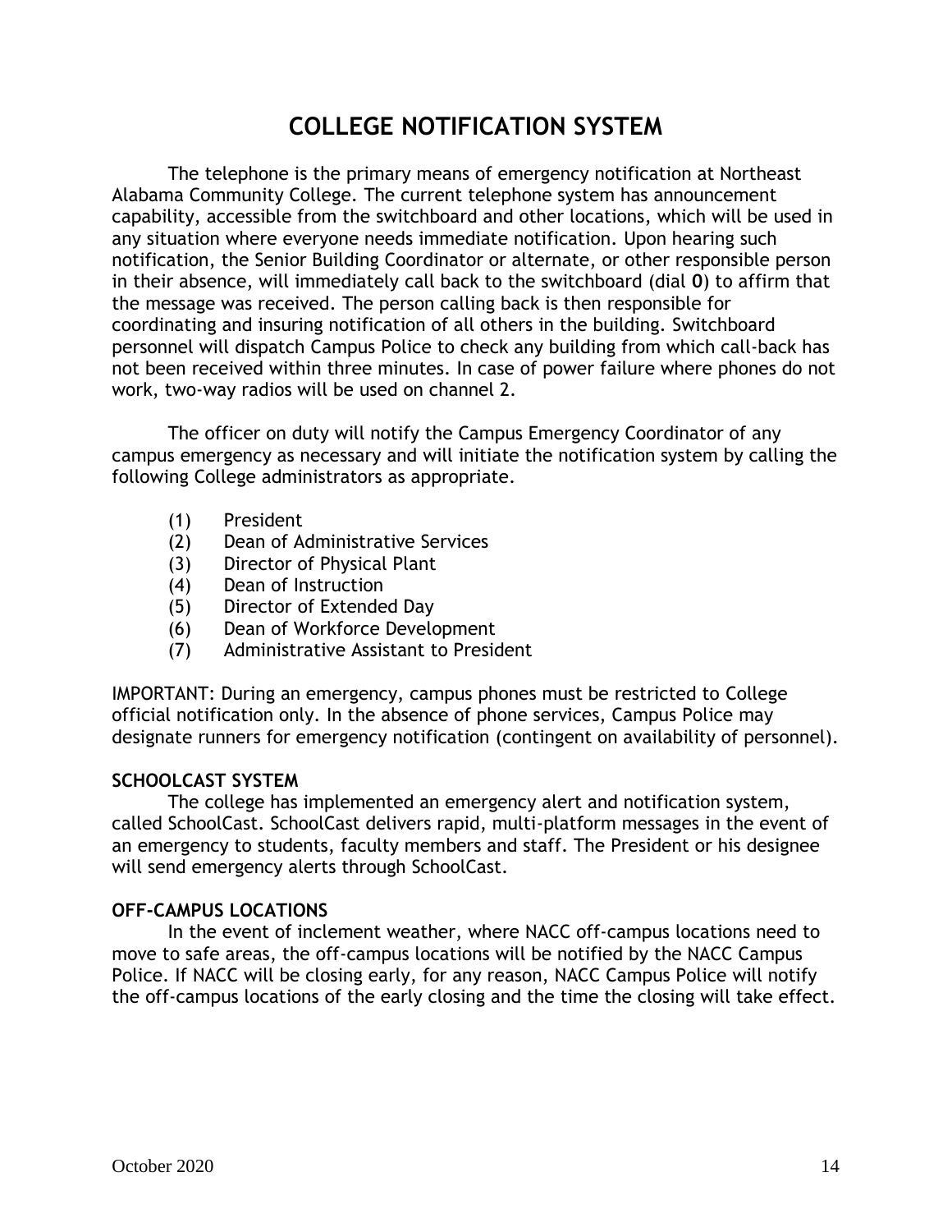# COLLEGE NOTIFICATION SYSTEM

The telephone is the primary means of emergency notification at Northeast Alabama Community College. The current telephone system has announcement capability, accessible from the switchboard and other locations, which will be used in any situation where everyone needs immediate notification. Upon hearing such notification, the Senior Building Coordinator or alternate, or other responsible person in their absence, will immediately call back to the switchboard (dial **0**) to affirm that the message was received. The person calling back is then responsible for coordinating and insuring notification of all others in the building. Switchboard personnel will dispatch Campus Police to check any building from which call-back has not been received within three minutes. In case of power failure where phones do not work, two-way radios will be used on channel 2.

The officer on duty will notify the Campus Emergency Coordinator of any campus emergency as necessary and will initiate the notification system by calling the following College administrators as appropriate.

(1) President
(2) Dean of Administrative Services
(3) Director of Physical Plant
(4) Dean of Instruction
(5) Director of Extended Day
(6) Dean of Workforce Development
(7) Administrative Assistant to President

IMPORTANT: During an emergency, campus phones must be restricted to College official notification only. In the absence of phone services, Campus Police may designate runners for emergency notification (contingent on availability of personnel).

**SCHOOLCAST SYSTEM**

The college has implemented an emergency alert and notification system, called SchoolCast. SchoolCast delivers rapid, multi-platform messages in the event of an emergency to students, faculty members and staff. The President or his designee will send emergency alerts through SchoolCast.

**OFF-CAMPUS LOCATIONS**

In the event of inclement weather, where NACC off-campus locations need to move to safe areas, the off-campus locations will be notified by the NACC Campus Police. If NACC will be closing early, for any reason, NACC Campus Police will notify the off-campus locations of the early closing and the time the closing will take effect.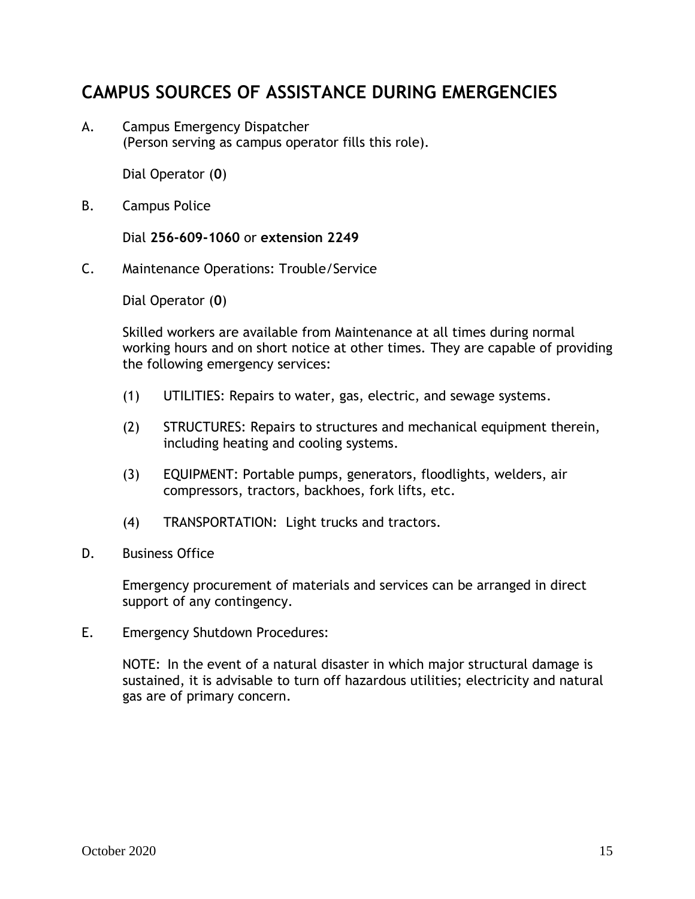# CAMPUS SOURCES OF ASSISTANCE DURING EMERGENCIES

A. Campus Emergency Dispatcher
(Person serving as campus operator fills this role).

Dial Operator (**0**)

B. Campus Police

Dial **256-609-1060** or **extension 2249**

C. Maintenance Operations: Trouble/Service

Dial Operator (**0**)

Skilled workers are available from Maintenance at all times during normal working hours and on short notice at other times. They are capable of providing the following emergency services:

(1) UTILITIES: Repairs to water, gas, electric, and sewage systems.

(2) STRUCTURES: Repairs to structures and mechanical equipment therein, including heating and cooling systems.

(3) EQUIPMENT: Portable pumps, generators, floodlights, welders, air compressors, tractors, backhoes, fork lifts, etc.

(4) TRANSPORTATION: Light trucks and tractors.

D. Business Office

Emergency procurement of materials and services can be arranged in direct support of any contingency.

E. Emergency Shutdown Procedures:

NOTE: In the event of a natural disaster in which major structural damage is sustained, it is advisable to turn off hazardous utilities; electricity and natural gas are of primary concern.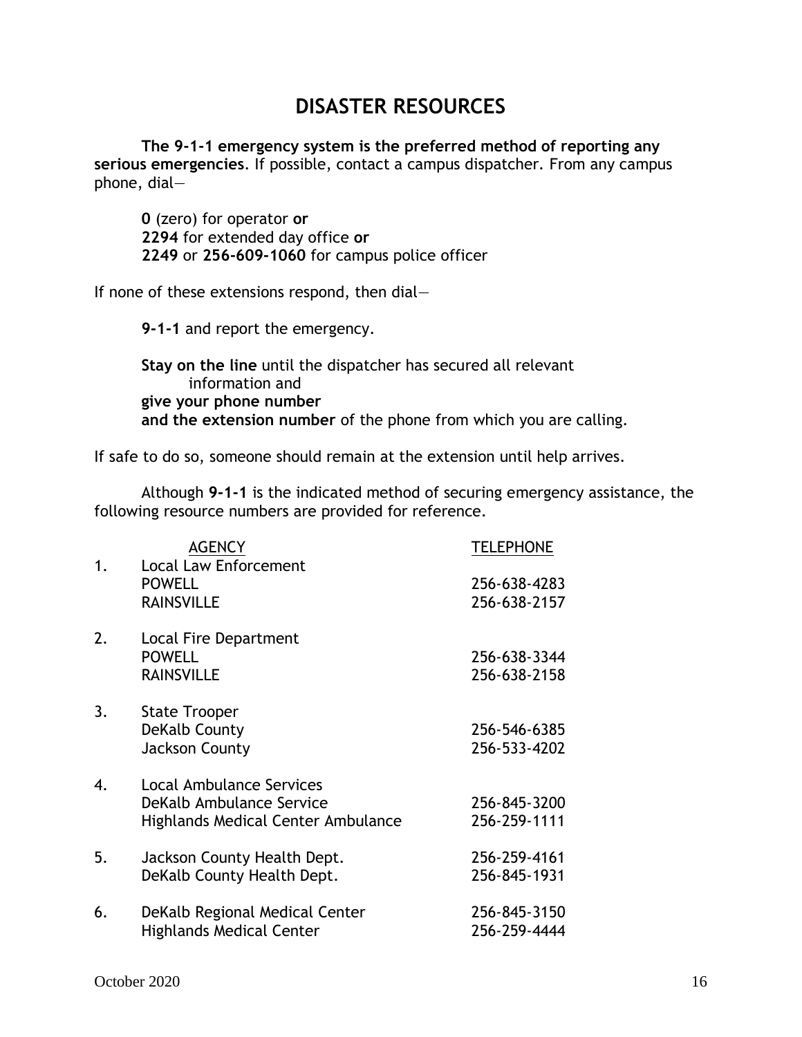# DISASTER RESOURCES

**The 9-1-1 emergency system is the preferred method of reporting any serious emergencies**. If possible, contact a campus dispatcher. From any campus phone, dial—

**0** (zero) for operator **or**
**2294** for extended day office **or**
**2249** or **256-609-1060** for campus police officer

If none of these extensions respond, then dial—

**9-1-1** and report the emergency.

**Stay on the line** until the dispatcher has secured all relevant information and
**give your phone number**
**and the extension number** of the phone from which you are calling.

If safe to do so, someone should remain at the extension until help arrives.

Although **9-1-1** is the indicated method of securing emergency assistance, the following resource numbers are provided for reference.

| | AGENCY | TELEPHONE |
|---|---|---|
| 1. | Local Law Enforcement | |
| | POWELL | 256-638-4283 |
| | RAINSVILLE | 256-638-2157 |
| 2. | Local Fire Department | |
| | POWELL | 256-638-3344 |
| | RAINSVILLE | 256-638-2158 |
| 3. | State Trooper | |
| | DeKalb County | 256-546-6385 |
| | Jackson County | 256-533-4202 |
| 4. | Local Ambulance Services | |
| | DeKalb Ambulance Service | 256-845-3200 |
| | Highlands Medical Center Ambulance | 256-259-1111 |
| 5. | Jackson County Health Dept. | 256-259-4161 |
| | DeKalb County Health Dept. | 256-845-1931 |
| 6. | DeKalb Regional Medical Center | 256-845-3150 |
| | Highlands Medical Center | 256-259-4444 |

October 2020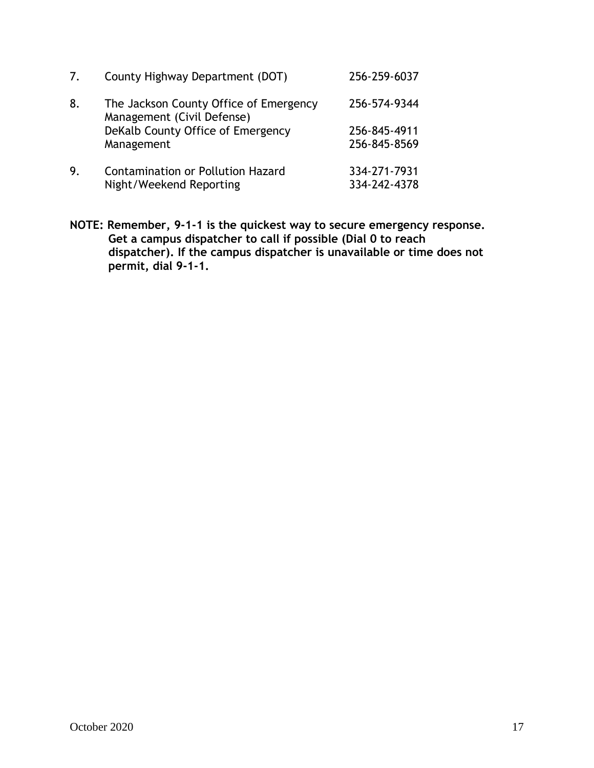7. County Highway Department (DOT) 256-259-6037

8. The Jackson County Office of Emergency Management (Civil Defense) 256-574-9344
   DeKalb County Office of Emergency Management 256-845-4911
   256-845-8569

9. Contamination or Pollution Hazard 334-271-7931
   Night/Weekend Reporting 334-242-4378

**NOTE: Remember, 9-1-1 is the quickest way to secure emergency response. Get a campus dispatcher to call if possible (Dial 0 to reach dispatcher). If the campus dispatcher is unavailable or time does not permit, dial 9-1-1.**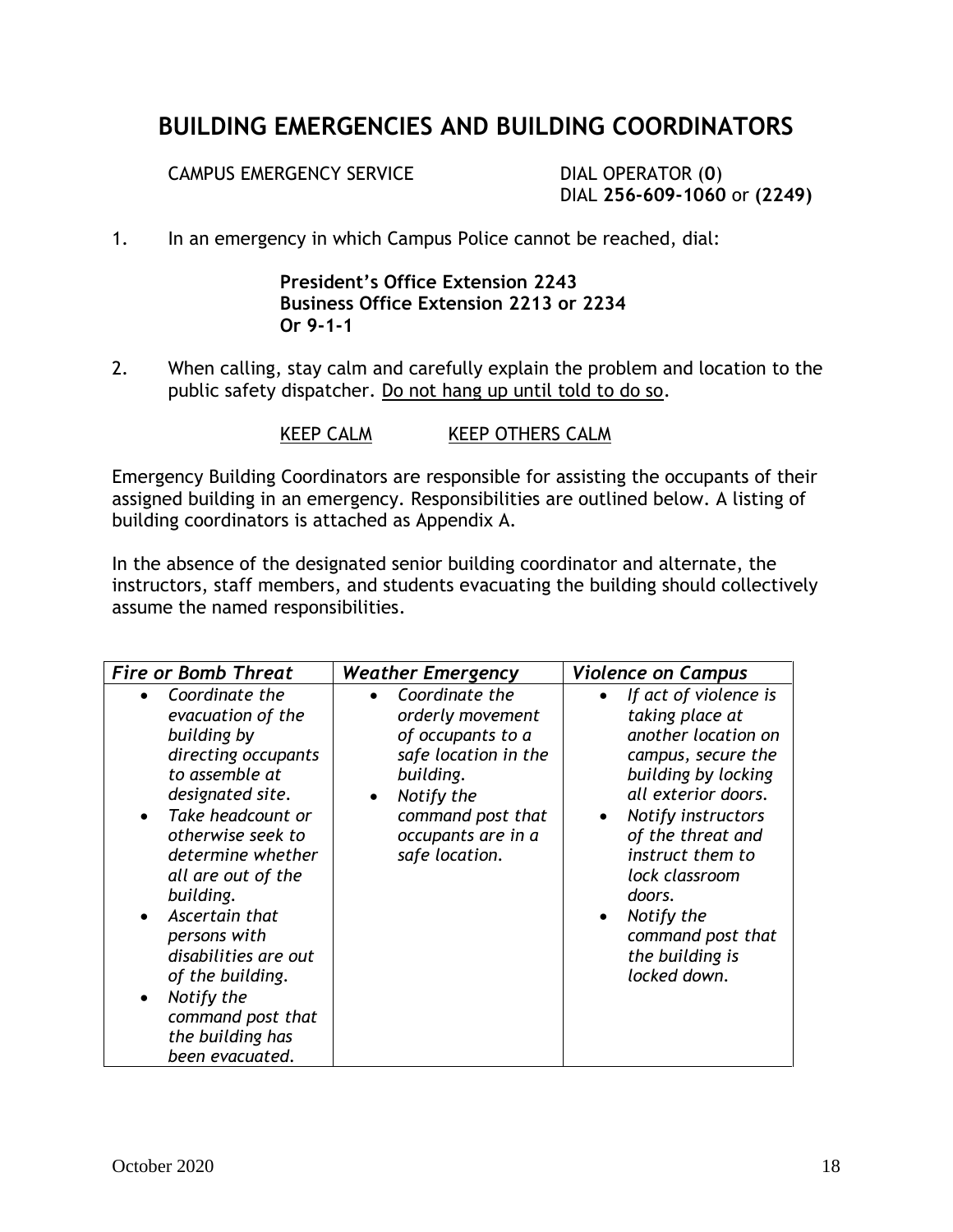# BUILDING EMERGENCIES AND BUILDING COORDINATORS

CAMPUS EMERGENCY SERVICE — DIAL OPERATOR (**0**)
DIAL **256-609-1060** or **(2249)**

1. In an emergency in which Campus Police cannot be reached, dial:

   **President's Office Extension 2243**
   **Business Office Extension 2213 or 2234**
   **Or 9-1-1**

2. When calling, stay calm and carefully explain the problem and location to the public safety dispatcher. Do not hang up until told to do so.

KEEP CALM — KEEP OTHERS CALM

Emergency Building Coordinators are responsible for assisting the occupants of their assigned building in an emergency. Responsibilities are outlined below. A listing of building coordinators is attached as Appendix A.

In the absence of the designated senior building coordinator and alternate, the instructors, staff members, and students evacuating the building should collectively assume the named responsibilities.

| *Fire or Bomb Threat* | *Weather Emergency* | *Violence on Campus* |
| --- | --- | --- |
| • *Coordinate the evacuation of the building by directing occupants to assemble at designated site.*<br>• *Take headcount or otherwise seek to determine whether all are out of the building.*<br>• *Ascertain that persons with disabilities are out of the building.*<br>• *Notify the command post that the building has been evacuated.* | • *Coordinate the orderly movement of occupants to a safe location in the building.*<br>• *Notify the command post that occupants are in a safe location.* | • *If act of violence is taking place at another location on campus, secure the building by locking all exterior doors.*<br>• *Notify instructors of the threat and instruct them to lock classroom doors.*<br>• *Notify the command post that the building is locked down.* |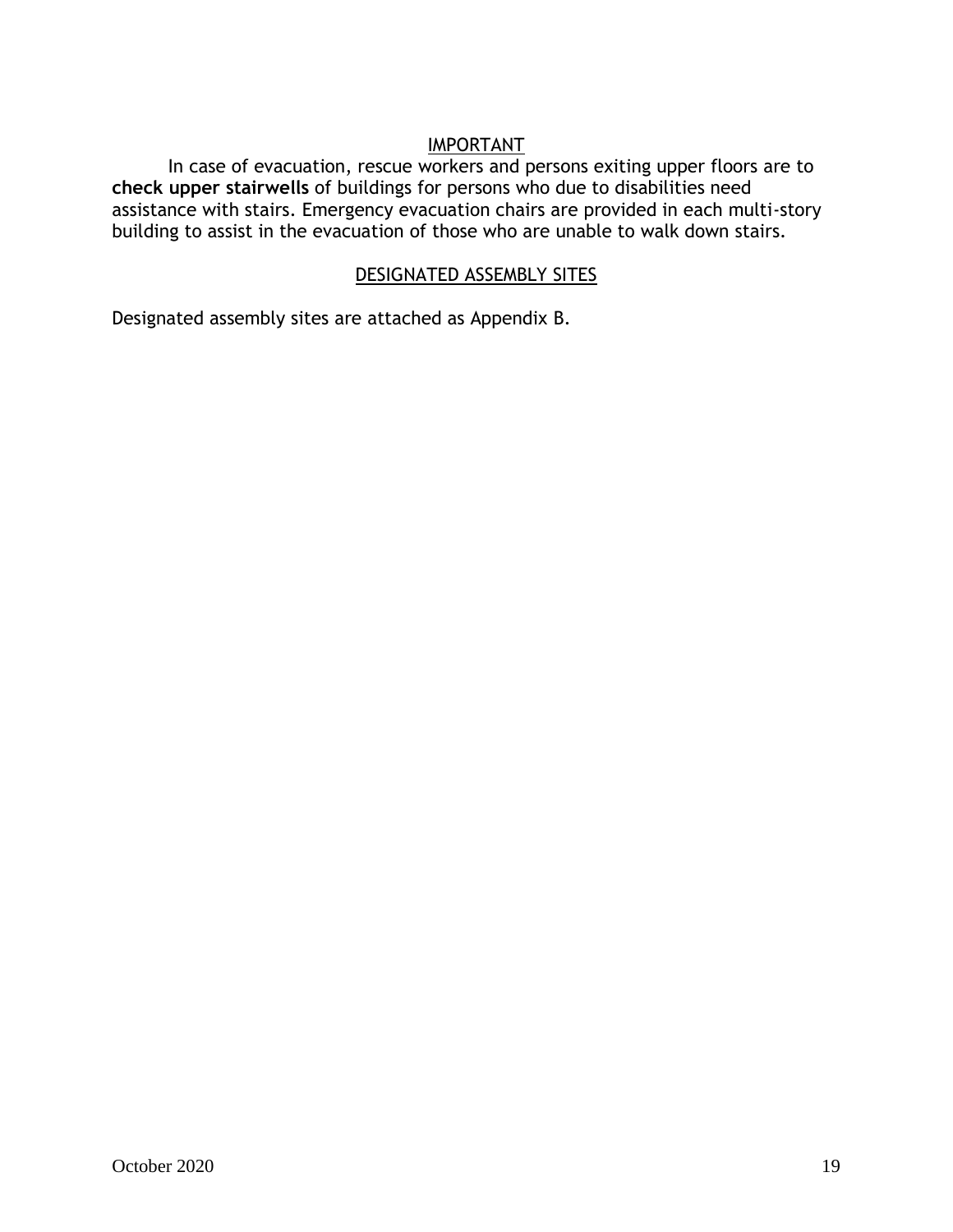## IMPORTANT

In case of evacuation, rescue workers and persons exiting upper floors are to **check upper stairwells** of buildings for persons who due to disabilities need assistance with stairs. Emergency evacuation chairs are provided in each multi-story building to assist in the evacuation of those who are unable to walk down stairs.

## DESIGNATED ASSEMBLY SITES

Designated assembly sites are attached as Appendix B.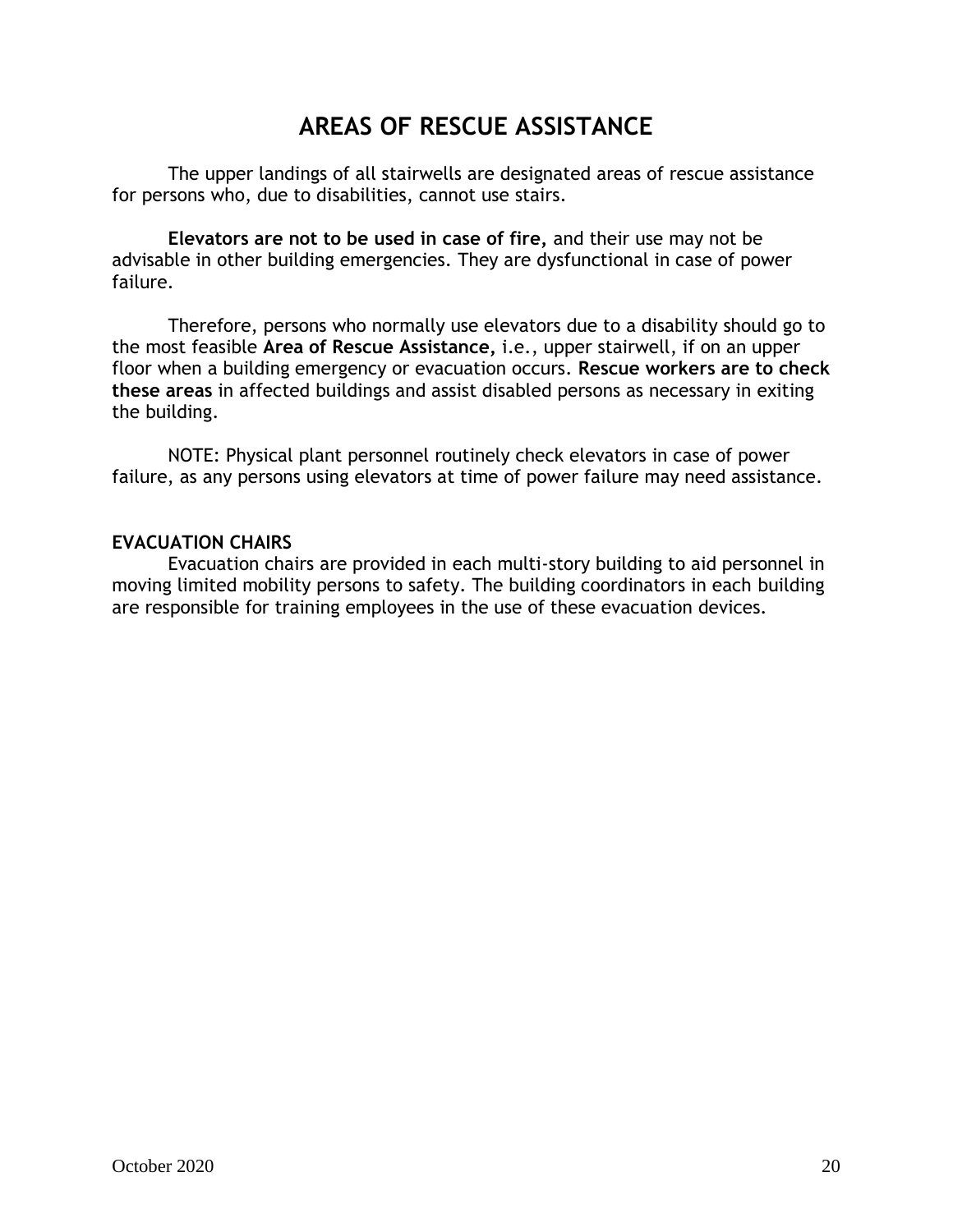# AREAS OF RESCUE ASSISTANCE

The upper landings of all stairwells are designated areas of rescue assistance for persons who, due to disabilities, cannot use stairs.

**Elevators are not to be used in case of fire,** and their use may not be advisable in other building emergencies. They are dysfunctional in case of power failure.

Therefore, persons who normally use elevators due to a disability should go to the most feasible **Area of Rescue Assistance,** i.e., upper stairwell, if on an upper floor when a building emergency or evacuation occurs. **Rescue workers are to check these areas** in affected buildings and assist disabled persons as necessary in exiting the building.

NOTE: Physical plant personnel routinely check elevators in case of power failure, as any persons using elevators at time of power failure may need assistance.

**EVACUATION CHAIRS**

Evacuation chairs are provided in each multi-story building to aid personnel in moving limited mobility persons to safety. The building coordinators in each building are responsible for training employees in the use of these evacuation devices.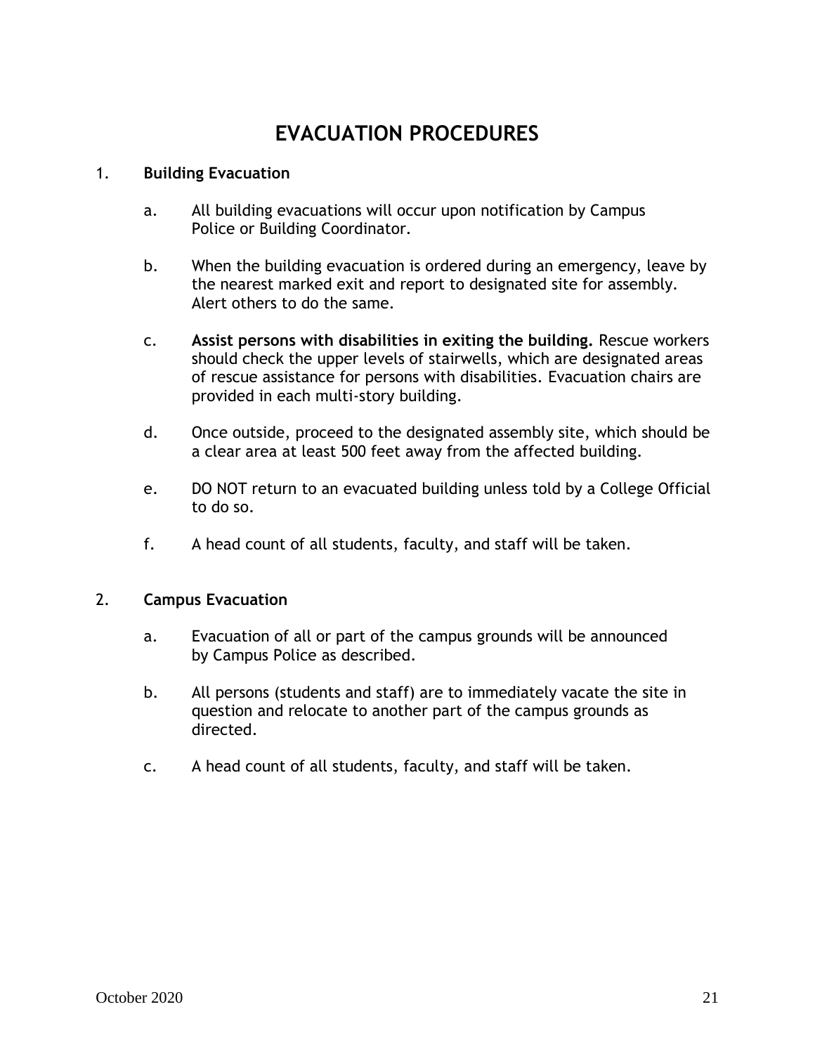# EVACUATION PROCEDURES

1. **Building Evacuation**

   a. All building evacuations will occur upon notification by Campus Police or Building Coordinator.

   b. When the building evacuation is ordered during an emergency, leave by the nearest marked exit and report to designated site for assembly. Alert others to do the same.

   c. **Assist persons with disabilities in exiting the building.** Rescue workers should check the upper levels of stairwells, which are designated areas of rescue assistance for persons with disabilities. Evacuation chairs are provided in each multi-story building.

   d. Once outside, proceed to the designated assembly site, which should be a clear area at least 500 feet away from the affected building.

   e. DO NOT return to an evacuated building unless told by a College Official to do so.

   f. A head count of all students, faculty, and staff will be taken.

2. **Campus Evacuation**

   a. Evacuation of all or part of the campus grounds will be announced by Campus Police as described.

   b. All persons (students and staff) are to immediately vacate the site in question and relocate to another part of the campus grounds as directed.

   c. A head count of all students, faculty, and staff will be taken.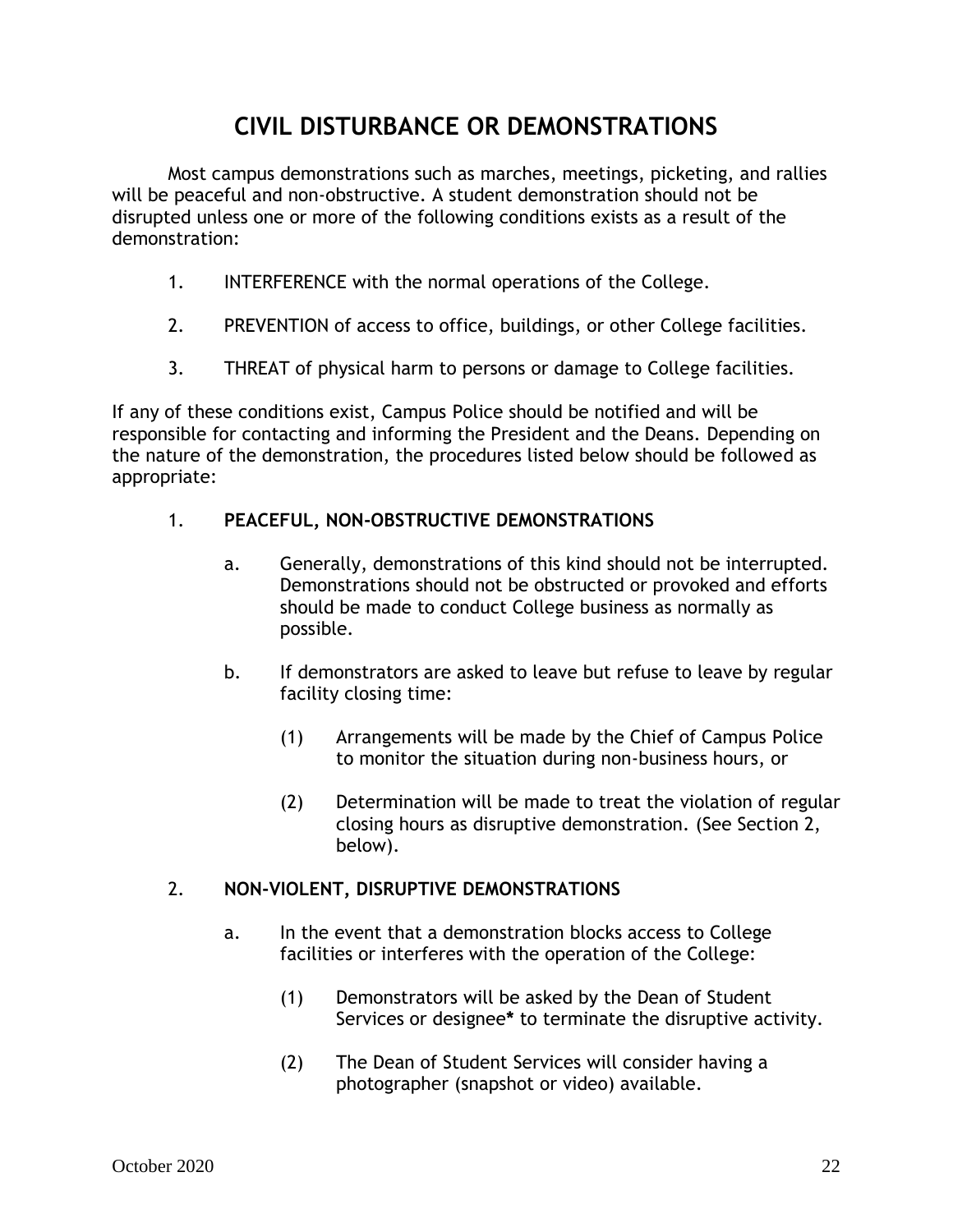# CIVIL DISTURBANCE OR DEMONSTRATIONS

Most campus demonstrations such as marches, meetings, picketing, and rallies will be peaceful and non-obstructive. A student demonstration should not be disrupted unless one or more of the following conditions exists as a result of the demonstration:

1. INTERFERENCE with the normal operations of the College.

2. PREVENTION of access to office, buildings, or other College facilities.

3. THREAT of physical harm to persons or damage to College facilities.

If any of these conditions exist, Campus Police should be notified and will be responsible for contacting and informing the President and the Deans. Depending on the nature of the demonstration, the procedures listed below should be followed as appropriate:

1. **PEACEFUL, NON-OBSTRUCTIVE DEMONSTRATIONS**

   a. Generally, demonstrations of this kind should not be interrupted. Demonstrations should not be obstructed or provoked and efforts should be made to conduct College business as normally as possible.

   b. If demonstrators are asked to leave but refuse to leave by regular facility closing time:

      (1) Arrangements will be made by the Chief of Campus Police to monitor the situation during non-business hours, or

      (2) Determination will be made to treat the violation of regular closing hours as disruptive demonstration. (See Section 2, below).

2. **NON-VIOLENT, DISRUPTIVE DEMONSTRATIONS**

   a. In the event that a demonstration blocks access to College facilities or interferes with the operation of the College:

      (1) Demonstrators will be asked by the Dean of Student Services or designee**\*** to terminate the disruptive activity.

      (2) The Dean of Student Services will consider having a photographer (snapshot or video) available.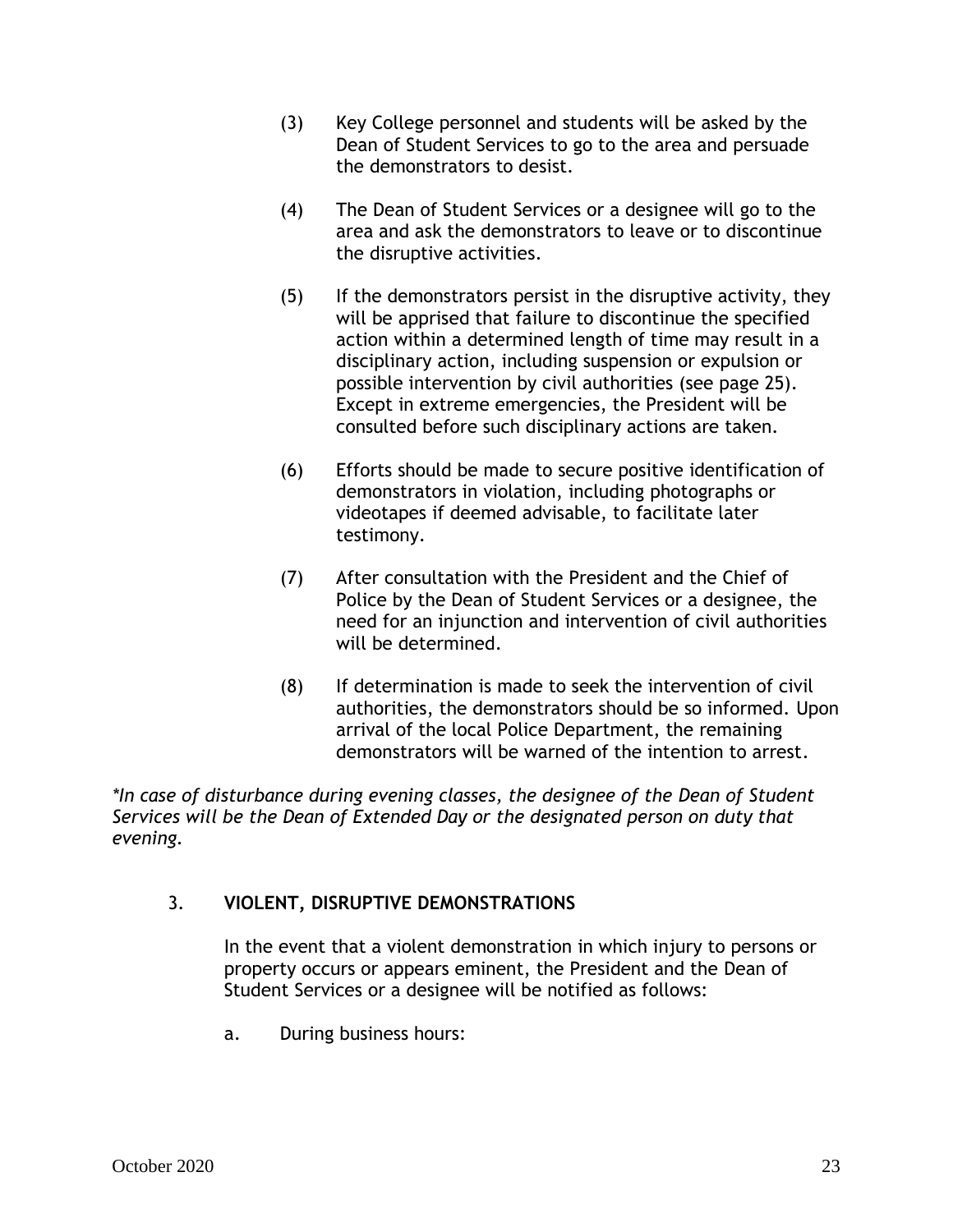(3) Key College personnel and students will be asked by the Dean of Student Services to go to the area and persuade the demonstrators to desist.

(4) The Dean of Student Services or a designee will go to the area and ask the demonstrators to leave or to discontinue the disruptive activities.

(5) If the demonstrators persist in the disruptive activity, they will be apprised that failure to discontinue the specified action within a determined length of time may result in a disciplinary action, including suspension or expulsion or possible intervention by civil authorities (see page 25). Except in extreme emergencies, the President will be consulted before such disciplinary actions are taken.

(6) Efforts should be made to secure positive identification of demonstrators in violation, including photographs or videotapes if deemed advisable, to facilitate later testimony.

(7) After consultation with the President and the Chief of Police by the Dean of Student Services or a designee, the need for an injunction and intervention of civil authorities will be determined.

(8) If determination is made to seek the intervention of civil authorities, the demonstrators should be so informed. Upon arrival of the local Police Department, the remaining demonstrators will be warned of the intention to arrest.

*\*In case of disturbance during evening classes, the designee of the Dean of Student Services will be the Dean of Extended Day or the designated person on duty that evening.*

3. **VIOLENT, DISRUPTIVE DEMONSTRATIONS**

In the event that a violent demonstration in which injury to persons or property occurs or appears eminent, the President and the Dean of Student Services or a designee will be notified as follows:

a. During business hours: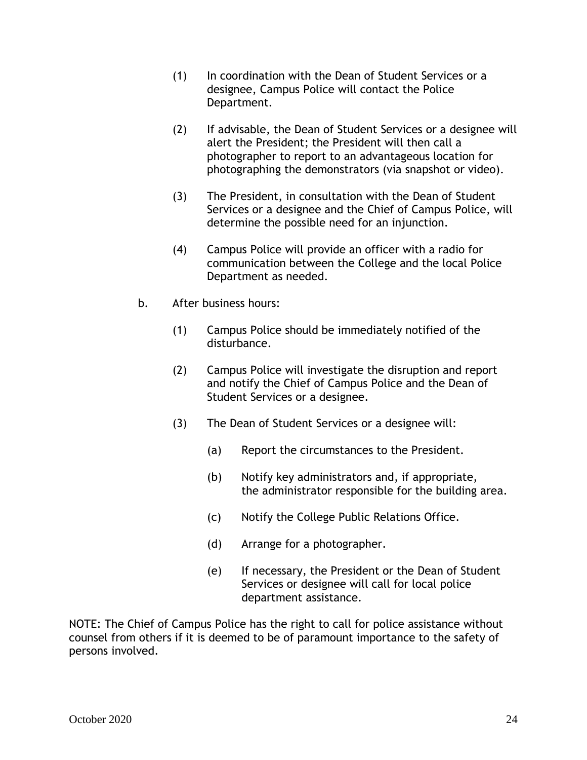(1) In coordination with the Dean of Student Services or a designee, Campus Police will contact the Police Department.

(2) If advisable, the Dean of Student Services or a designee will alert the President; the President will then call a photographer to report to an advantageous location for photographing the demonstrators (via snapshot or video).

(3) The President, in consultation with the Dean of Student Services or a designee and the Chief of Campus Police, will determine the possible need for an injunction.

(4) Campus Police will provide an officer with a radio for communication between the College and the local Police Department as needed.

b. After business hours:

(1) Campus Police should be immediately notified of the disturbance.

(2) Campus Police will investigate the disruption and report and notify the Chief of Campus Police and the Dean of Student Services or a designee.

(3) The Dean of Student Services or a designee will:

(a) Report the circumstances to the President.

(b) Notify key administrators and, if appropriate, the administrator responsible for the building area.

(c) Notify the College Public Relations Office.

(d) Arrange for a photographer.

(e) If necessary, the President or the Dean of Student Services or designee will call for local police department assistance.

NOTE: The Chief of Campus Police has the right to call for police assistance without counsel from others if it is deemed to be of paramount importance to the safety of persons involved.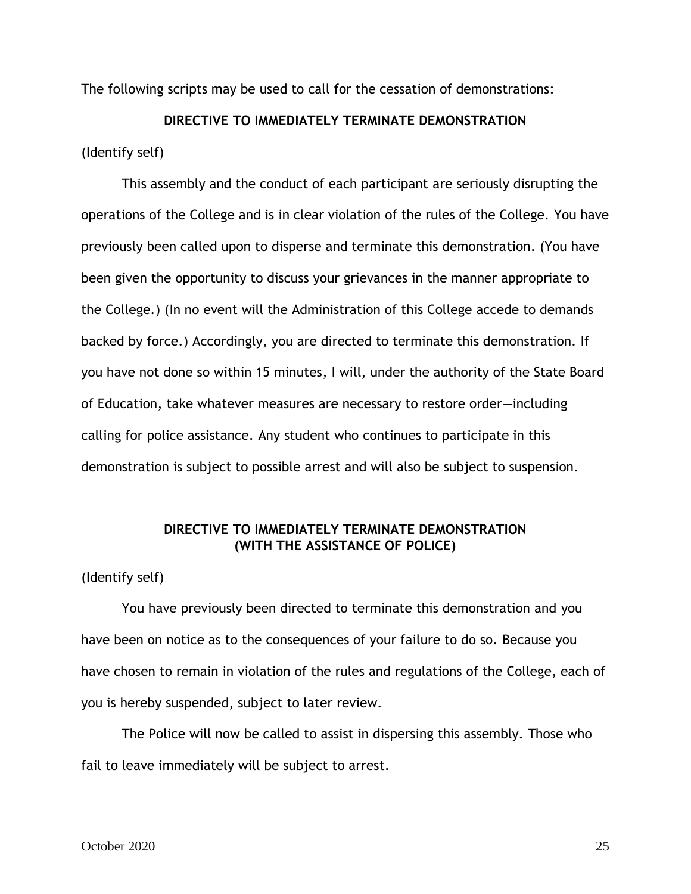The following scripts may be used to call for the cessation of demonstrations:

**DIRECTIVE TO IMMEDIATELY TERMINATE DEMONSTRATION**

(Identify self)

This assembly and the conduct of each participant are seriously disrupting the operations of the College and is in clear violation of the rules of the College. You have previously been called upon to disperse and terminate this demonstration. (You have been given the opportunity to discuss your grievances in the manner appropriate to the College.) (In no event will the Administration of this College accede to demands backed by force.) Accordingly, you are directed to terminate this demonstration. If you have not done so within 15 minutes, I will, under the authority of the State Board of Education, take whatever measures are necessary to restore order—including calling for police assistance. Any student who continues to participate in this demonstration is subject to possible arrest and will also be subject to suspension.

**DIRECTIVE TO IMMEDIATELY TERMINATE DEMONSTRATION (WITH THE ASSISTANCE OF POLICE)**

(Identify self)

You have previously been directed to terminate this demonstration and you have been on notice as to the consequences of your failure to do so. Because you have chosen to remain in violation of the rules and regulations of the College, each of you is hereby suspended, subject to later review.

The Police will now be called to assist in dispersing this assembly. Those who fail to leave immediately will be subject to arrest.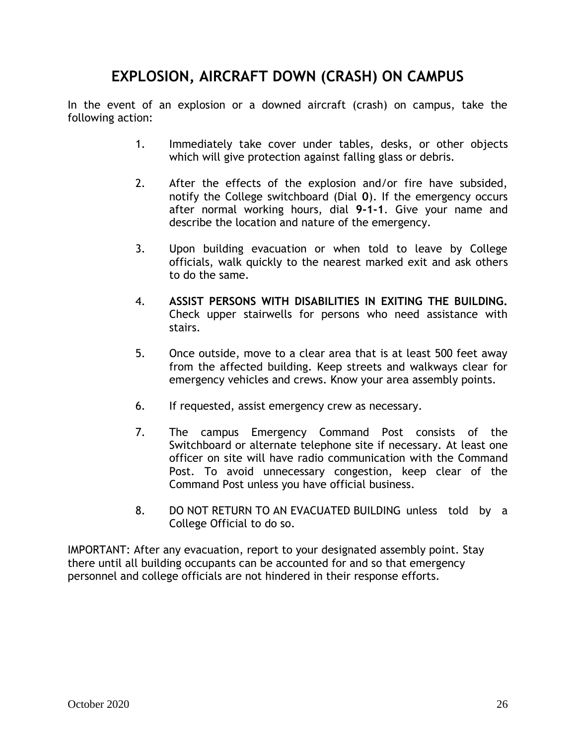# EXPLOSION, AIRCRAFT DOWN (CRASH) ON CAMPUS

In the event of an explosion or a downed aircraft (crash) on campus, take the following action:

1. Immediately take cover under tables, desks, or other objects which will give protection against falling glass or debris.

2. After the effects of the explosion and/or fire have subsided, notify the College switchboard (Dial **0**). If the emergency occurs after normal working hours, dial **9-1-1**. Give your name and describe the location and nature of the emergency.

3. Upon building evacuation or when told to leave by College officials, walk quickly to the nearest marked exit and ask others to do the same.

4. **ASSIST PERSONS WITH DISABILITIES IN EXITING THE BUILDING.** Check upper stairwells for persons who need assistance with stairs.

5. Once outside, move to a clear area that is at least 500 feet away from the affected building. Keep streets and walkways clear for emergency vehicles and crews. Know your area assembly points.

6. If requested, assist emergency crew as necessary.

7. The campus Emergency Command Post consists of the Switchboard or alternate telephone site if necessary. At least one officer on site will have radio communication with the Command Post. To avoid unnecessary congestion, keep clear of the Command Post unless you have official business.

8. DO NOT RETURN TO AN EVACUATED BUILDING unless told by a College Official to do so.

IMPORTANT: After any evacuation, report to your designated assembly point. Stay there until all building occupants can be accounted for and so that emergency personnel and college officials are not hindered in their response efforts.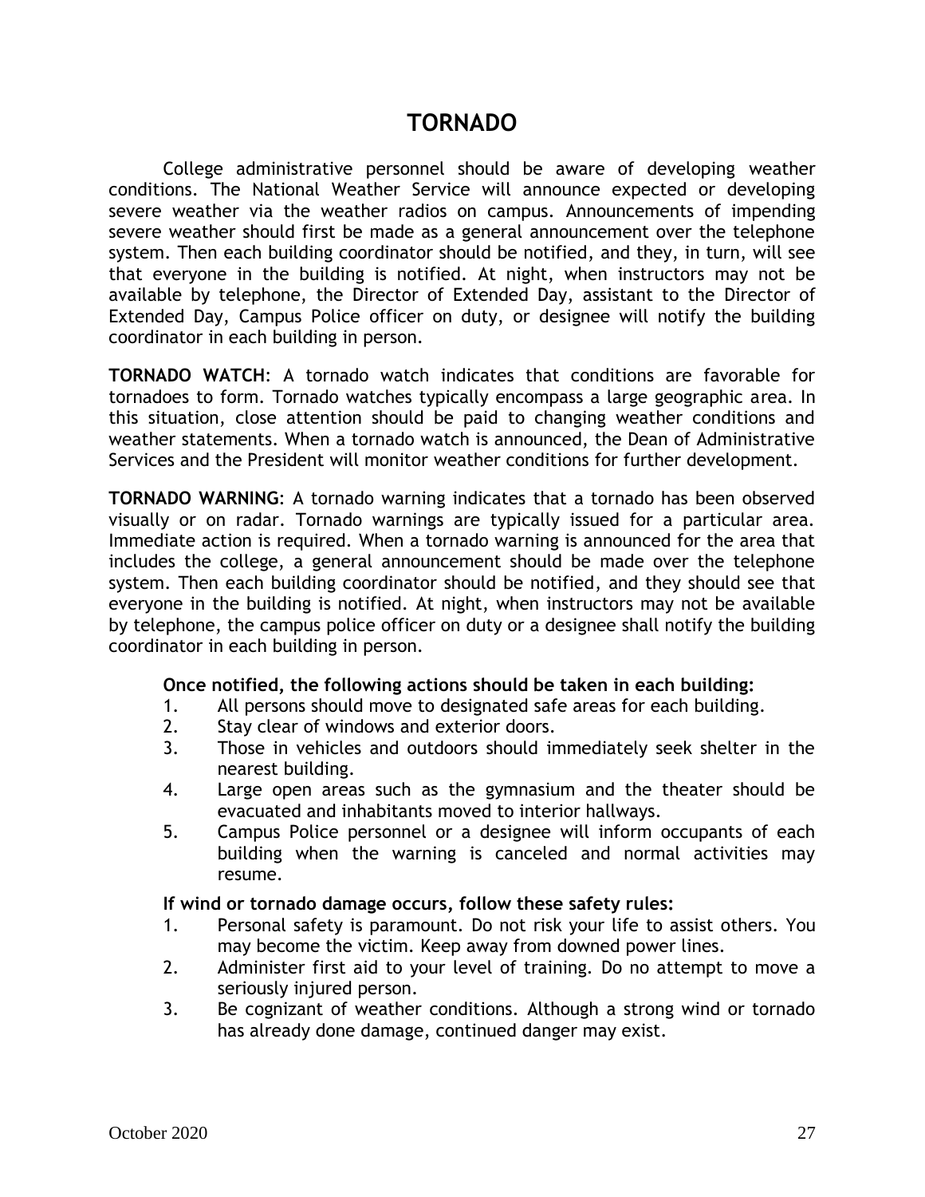# TORNADO

College administrative personnel should be aware of developing weather conditions. The National Weather Service will announce expected or developing severe weather via the weather radios on campus. Announcements of impending severe weather should first be made as a general announcement over the telephone system. Then each building coordinator should be notified, and they, in turn, will see that everyone in the building is notified. At night, when instructors may not be available by telephone, the Director of Extended Day, assistant to the Director of Extended Day, Campus Police officer on duty, or designee will notify the building coordinator in each building in person.

**TORNADO WATCH**: A tornado watch indicates that conditions are favorable for tornadoes to form. Tornado watches typically encompass a large geographic area. In this situation, close attention should be paid to changing weather conditions and weather statements. When a tornado watch is announced, the Dean of Administrative Services and the President will monitor weather conditions for further development.

**TORNADO WARNING**: A tornado warning indicates that a tornado has been observed visually or on radar. Tornado warnings are typically issued for a particular area. Immediate action is required. When a tornado warning is announced for the area that includes the college, a general announcement should be made over the telephone system. Then each building coordinator should be notified, and they should see that everyone in the building is notified. At night, when instructors may not be available by telephone, the campus police officer on duty or a designee shall notify the building coordinator in each building in person.

**Once notified, the following actions should be taken in each building:**

1. All persons should move to designated safe areas for each building.
2. Stay clear of windows and exterior doors.
3. Those in vehicles and outdoors should immediately seek shelter in the nearest building.
4. Large open areas such as the gymnasium and the theater should be evacuated and inhabitants moved to interior hallways.
5. Campus Police personnel or a designee will inform occupants of each building when the warning is canceled and normal activities may resume.

**If wind or tornado damage occurs, follow these safety rules:**

1. Personal safety is paramount. Do not risk your life to assist others. You may become the victim. Keep away from downed power lines.
2. Administer first aid to your level of training. Do no attempt to move a seriously injured person.
3. Be cognizant of weather conditions. Although a strong wind or tornado has already done damage, continued danger may exist.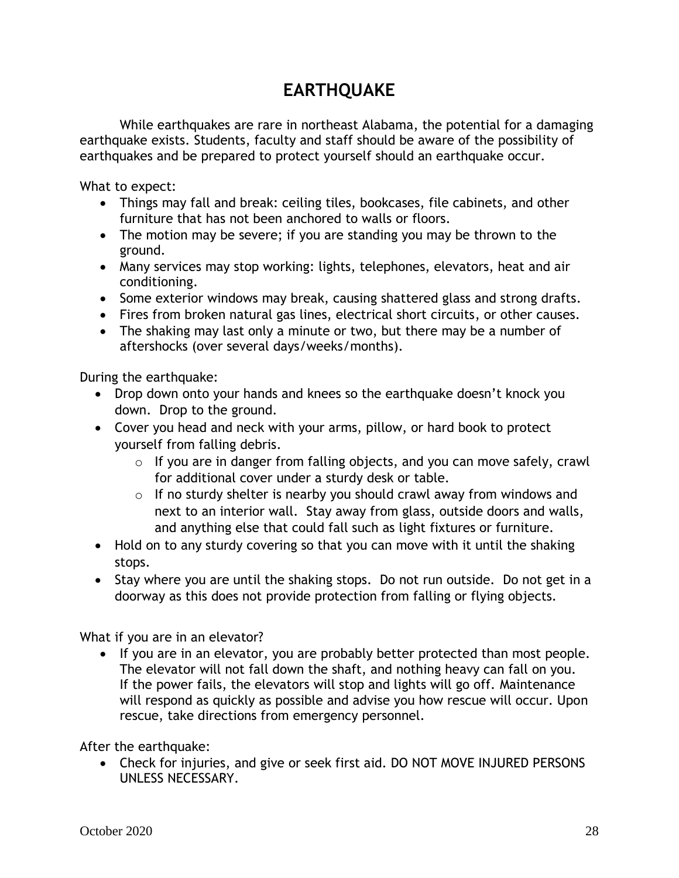# EARTHQUAKE

While earthquakes are rare in northeast Alabama, the potential for a damaging earthquake exists. Students, faculty and staff should be aware of the possibility of earthquakes and be prepared to protect yourself should an earthquake occur.

What to expect:

- Things may fall and break: ceiling tiles, bookcases, file cabinets, and other furniture that has not been anchored to walls or floors.
- The motion may be severe; if you are standing you may be thrown to the ground.
- Many services may stop working: lights, telephones, elevators, heat and air conditioning.
- Some exterior windows may break, causing shattered glass and strong drafts.
- Fires from broken natural gas lines, electrical short circuits, or other causes.
- The shaking may last only a minute or two, but there may be a number of aftershocks (over several days/weeks/months).

During the earthquake:

- Drop down onto your hands and knees so the earthquake doesn't knock you down. Drop to the ground.
- Cover you head and neck with your arms, pillow, or hard book to protect yourself from falling debris.
  - If you are in danger from falling objects, and you can move safely, crawl for additional cover under a sturdy desk or table.
  - If no sturdy shelter is nearby you should crawl away from windows and next to an interior wall. Stay away from glass, outside doors and walls, and anything else that could fall such as light fixtures or furniture.
- Hold on to any sturdy covering so that you can move with it until the shaking stops.
- Stay where you are until the shaking stops. Do not run outside. Do not get in a doorway as this does not provide protection from falling or flying objects.

What if you are in an elevator?

- If you are in an elevator, you are probably better protected than most people. The elevator will not fall down the shaft, and nothing heavy can fall on you. If the power fails, the elevators will stop and lights will go off. Maintenance will respond as quickly as possible and advise you how rescue will occur. Upon rescue, take directions from emergency personnel.

After the earthquake:

- Check for injuries, and give or seek first aid. DO NOT MOVE INJURED PERSONS UNLESS NECESSARY.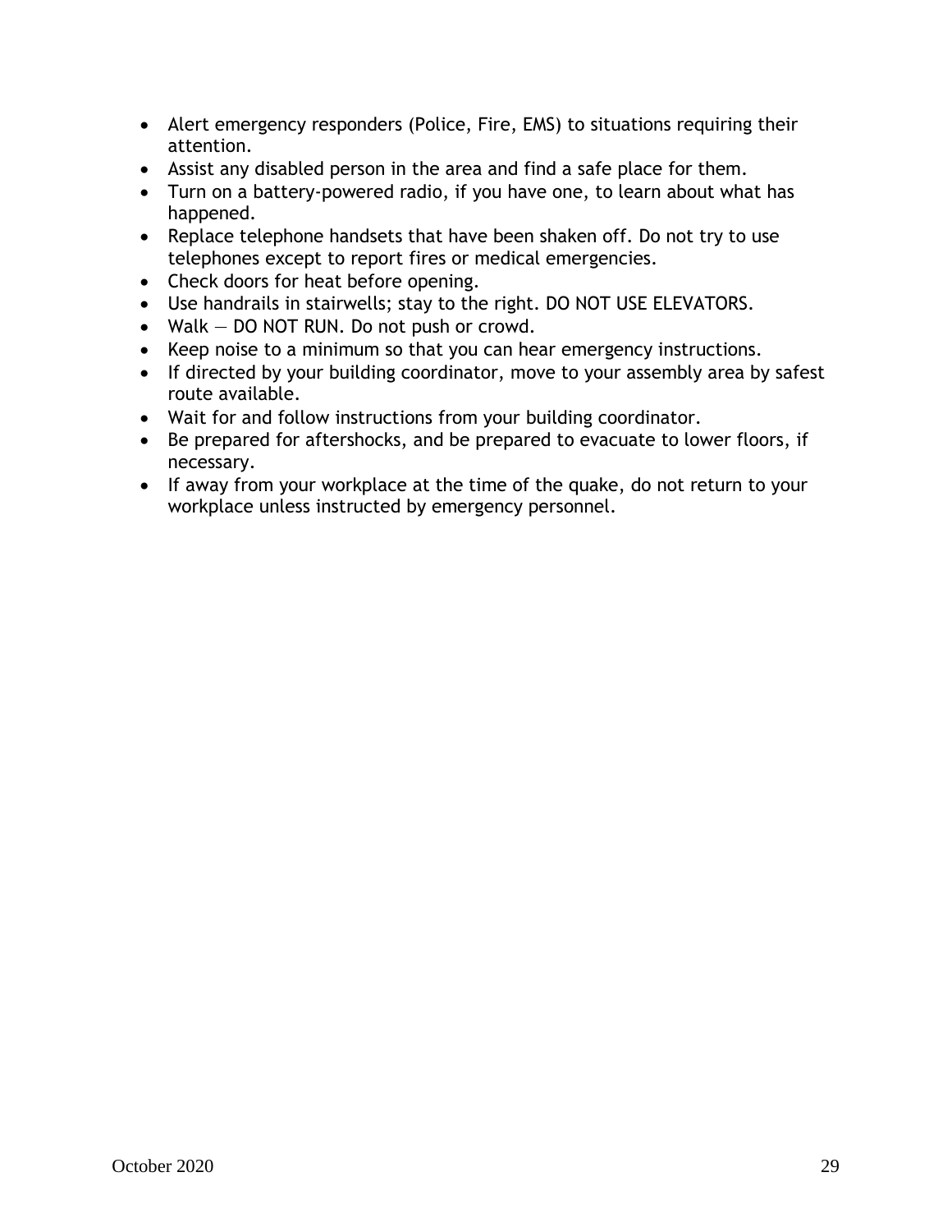- Alert emergency responders (Police, Fire, EMS) to situations requiring their attention.
- Assist any disabled person in the area and find a safe place for them.
- Turn on a battery-powered radio, if you have one, to learn about what has happened.
- Replace telephone handsets that have been shaken off. Do not try to use telephones except to report fires or medical emergencies.
- Check doors for heat before opening.
- Use handrails in stairwells; stay to the right. DO NOT USE ELEVATORS.
- Walk — DO NOT RUN. Do not push or crowd.
- Keep noise to a minimum so that you can hear emergency instructions.
- If directed by your building coordinator, move to your assembly area by safest route available.
- Wait for and follow instructions from your building coordinator.
- Be prepared for aftershocks, and be prepared to evacuate to lower floors, if necessary.
- If away from your workplace at the time of the quake, do not return to your workplace unless instructed by emergency personnel.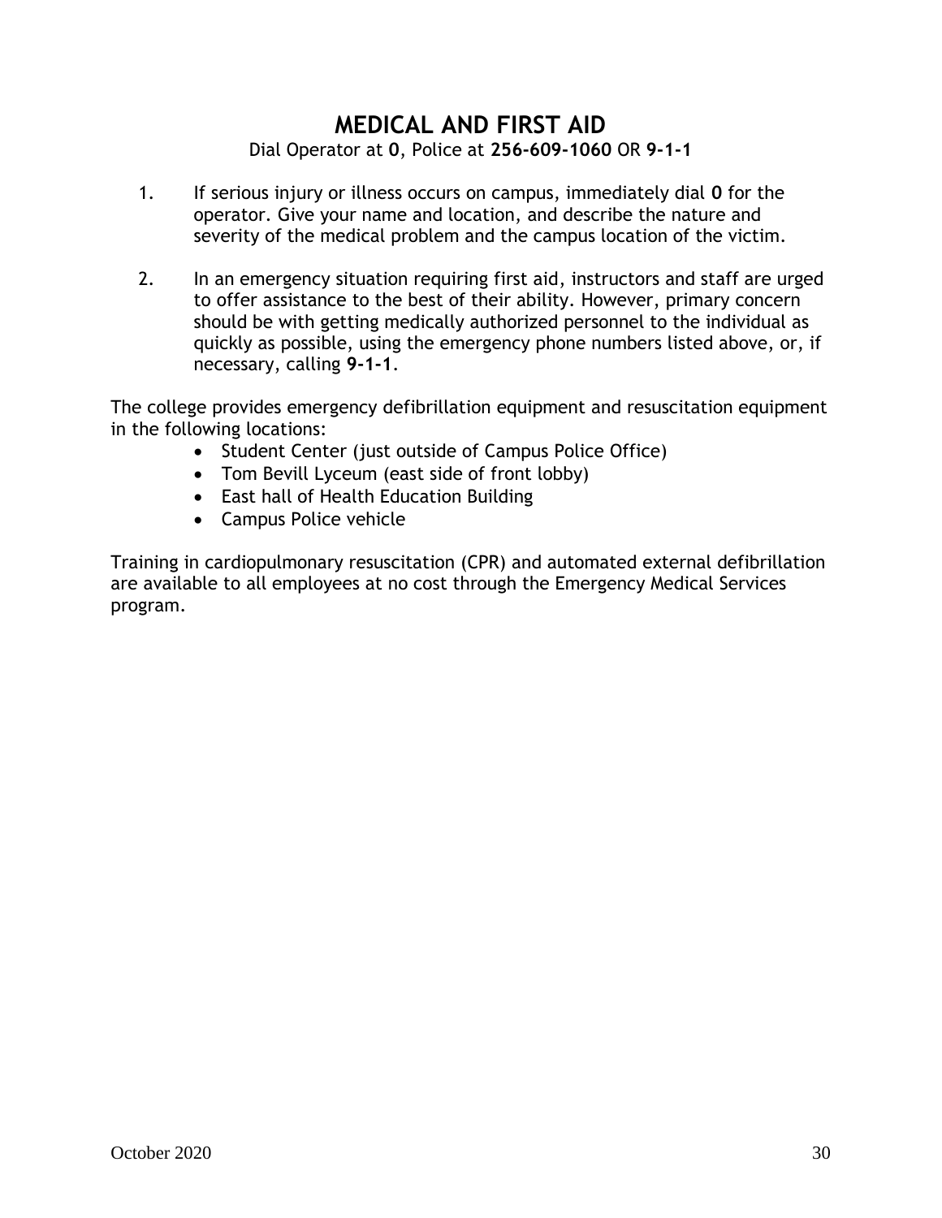# MEDICAL AND FIRST AID

Dial Operator at **0**, Police at **256-609-1060** OR **9-1-1**

1. If serious injury or illness occurs on campus, immediately dial **0** for the operator. Give your name and location, and describe the nature and severity of the medical problem and the campus location of the victim.

2. In an emergency situation requiring first aid, instructors and staff are urged to offer assistance to the best of their ability. However, primary concern should be with getting medically authorized personnel to the individual as quickly as possible, using the emergency phone numbers listed above, or, if necessary, calling **9-1-1**.

The college provides emergency defibrillation equipment and resuscitation equipment in the following locations:

- Student Center (just outside of Campus Police Office)
- Tom Bevill Lyceum (east side of front lobby)
- East hall of Health Education Building
- Campus Police vehicle

Training in cardiopulmonary resuscitation (CPR) and automated external defibrillation are available to all employees at no cost through the Emergency Medical Services program.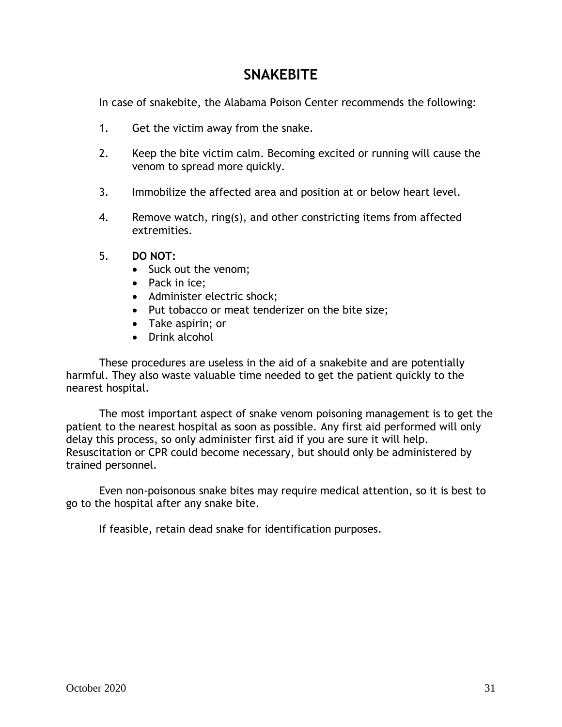# SNAKEBITE

In case of snakebite, the Alabama Poison Center recommends the following:

1. Get the victim away from the snake.

2. Keep the bite victim calm. Becoming excited or running will cause the venom to spread more quickly.

3. Immobilize the affected area and position at or below heart level.

4. Remove watch, ring(s), and other constricting items from affected extremities.

5. **DO NOT:**
   - Suck out the venom;
   - Pack in ice;
   - Administer electric shock;
   - Put tobacco or meat tenderizer on the bite size;
   - Take aspirin; or
   - Drink alcohol

These procedures are useless in the aid of a snakebite and are potentially harmful. They also waste valuable time needed to get the patient quickly to the nearest hospital.

The most important aspect of snake venom poisoning management is to get the patient to the nearest hospital as soon as possible. Any first aid performed will only delay this process, so only administer first aid if you are sure it will help. Resuscitation or CPR could become necessary, but should only be administered by trained personnel.

Even non-poisonous snake bites may require medical attention, so it is best to go to the hospital after any snake bite.

If feasible, retain dead snake for identification purposes.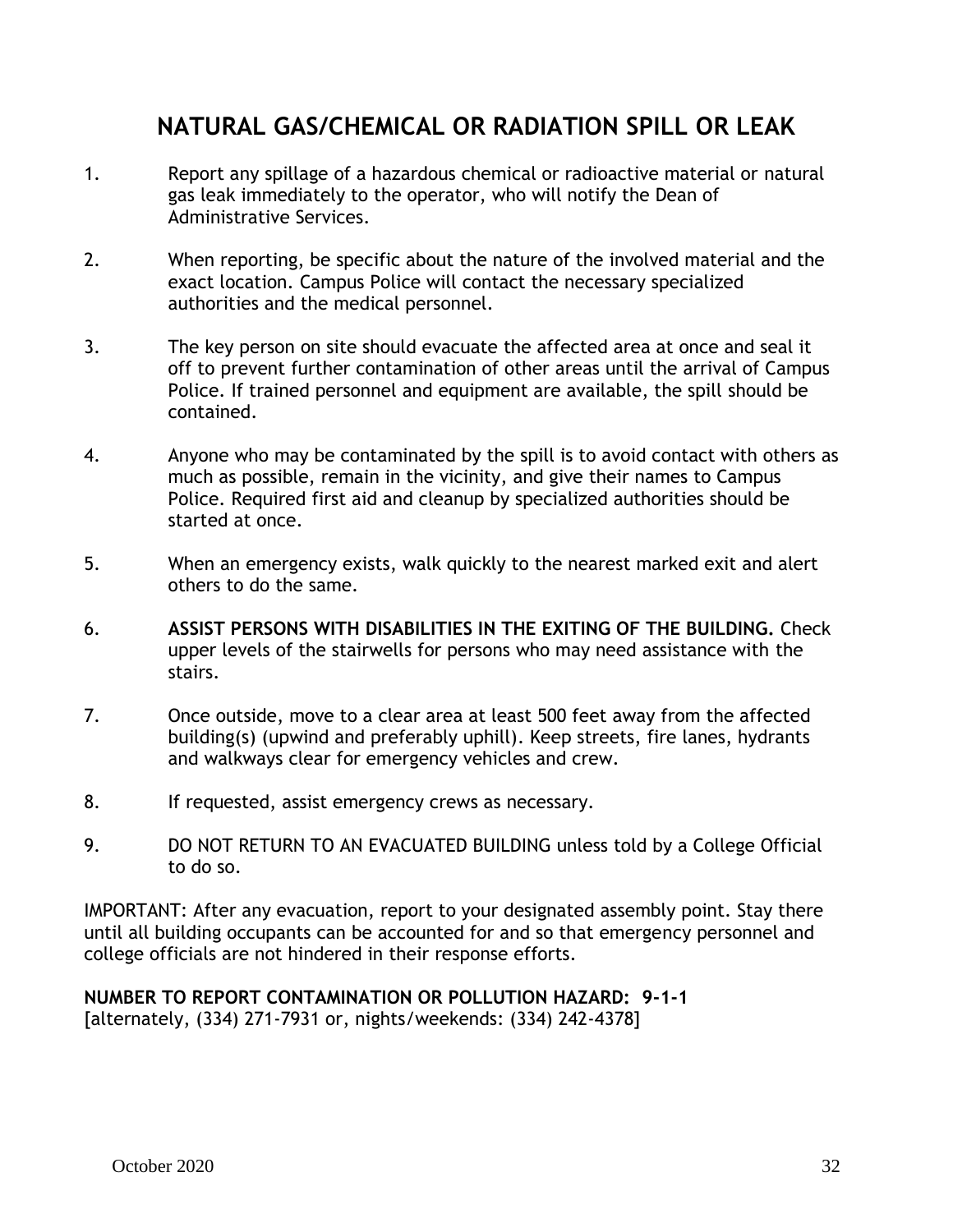# NATURAL GAS/CHEMICAL OR RADIATION SPILL OR LEAK

1. Report any spillage of a hazardous chemical or radioactive material or natural gas leak immediately to the operator, who will notify the Dean of Administrative Services.

2. When reporting, be specific about the nature of the involved material and the exact location. Campus Police will contact the necessary specialized authorities and the medical personnel.

3. The key person on site should evacuate the affected area at once and seal it off to prevent further contamination of other areas until the arrival of Campus Police. If trained personnel and equipment are available, the spill should be contained.

4. Anyone who may be contaminated by the spill is to avoid contact with others as much as possible, remain in the vicinity, and give their names to Campus Police. Required first aid and cleanup by specialized authorities should be started at once.

5. When an emergency exists, walk quickly to the nearest marked exit and alert others to do the same.

6. **ASSIST PERSONS WITH DISABILITIES IN THE EXITING OF THE BUILDING.** Check upper levels of the stairwells for persons who may need assistance with the stairs.

7. Once outside, move to a clear area at least 500 feet away from the affected building(s) (upwind and preferably uphill). Keep streets, fire lanes, hydrants and walkways clear for emergency vehicles and crew.

8. If requested, assist emergency crews as necessary.

9. DO NOT RETURN TO AN EVACUATED BUILDING unless told by a College Official to do so.

IMPORTANT: After any evacuation, report to your designated assembly point. Stay there until all building occupants can be accounted for and so that emergency personnel and college officials are not hindered in their response efforts.

**NUMBER TO REPORT CONTAMINATION OR POLLUTION HAZARD: 9-1-1**
[alternately, (334) 271-7931 or, nights/weekends: (334) 242-4378]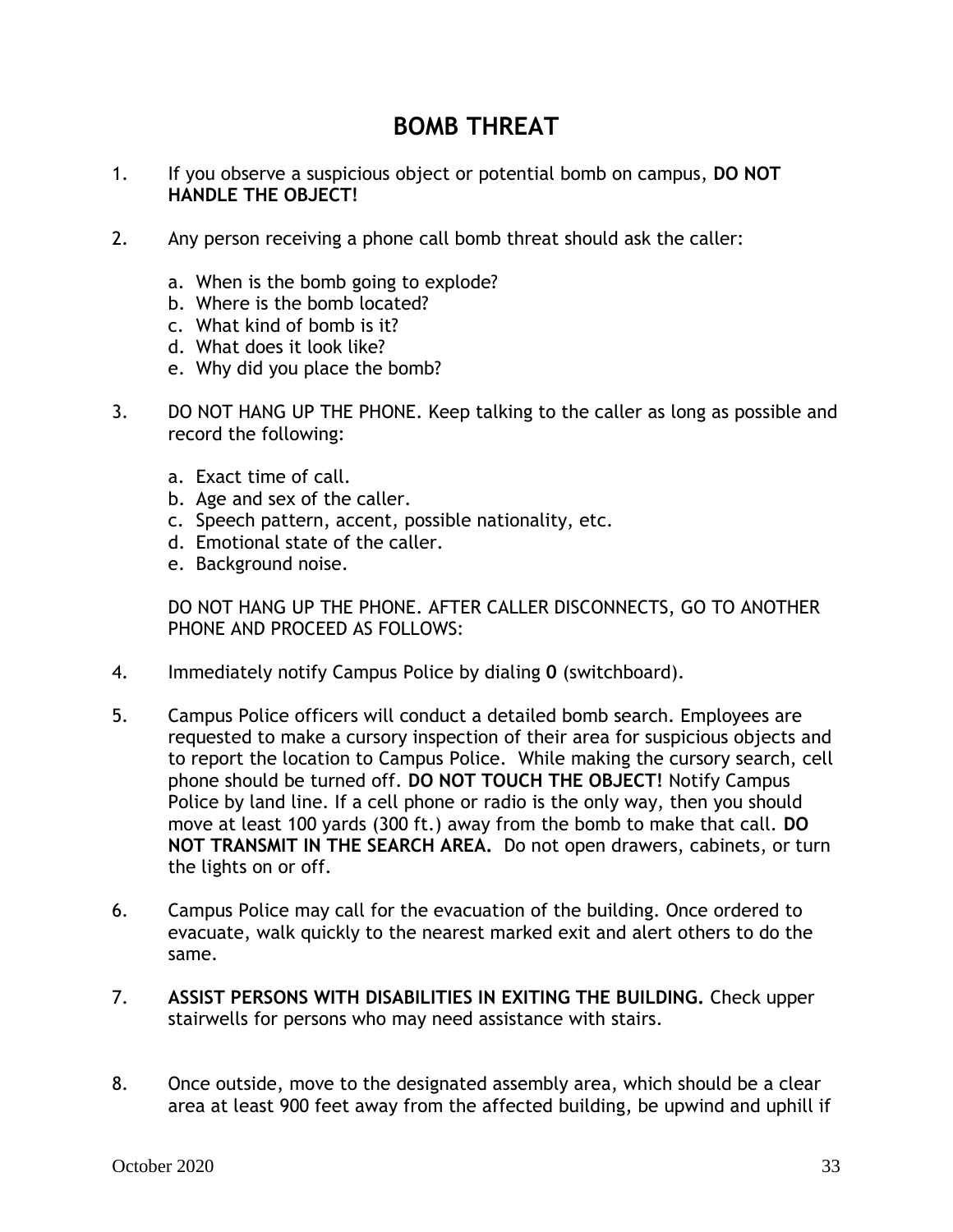# BOMB THREAT

1. If you observe a suspicious object or potential bomb on campus, **DO NOT HANDLE THE OBJECT!**

2. Any person receiving a phone call bomb threat should ask the caller:

   a. When is the bomb going to explode?
   b. Where is the bomb located?
   c. What kind of bomb is it?
   d. What does it look like?
   e. Why did you place the bomb?

3. DO NOT HANG UP THE PHONE. Keep talking to the caller as long as possible and record the following:

   a. Exact time of call.
   b. Age and sex of the caller.
   c. Speech pattern, accent, possible nationality, etc.
   d. Emotional state of the caller.
   e. Background noise.

   DO NOT HANG UP THE PHONE. AFTER CALLER DISCONNECTS, GO TO ANOTHER PHONE AND PROCEED AS FOLLOWS:

4. Immediately notify Campus Police by dialing **0** (switchboard).

5. Campus Police officers will conduct a detailed bomb search. Employees are requested to make a cursory inspection of their area for suspicious objects and to report the location to Campus Police. While making the cursory search, cell phone should be turned off. **DO NOT TOUCH THE OBJECT!** Notify Campus Police by land line. If a cell phone or radio is the only way, then you should move at least 100 yards (300 ft.) away from the bomb to make that call. **DO NOT TRANSMIT IN THE SEARCH AREA.** Do not open drawers, cabinets, or turn the lights on or off.

6. Campus Police may call for the evacuation of the building. Once ordered to evacuate, walk quickly to the nearest marked exit and alert others to do the same.

7. **ASSIST PERSONS WITH DISABILITIES IN EXITING THE BUILDING.** Check upper stairwells for persons who may need assistance with stairs.

8. Once outside, move to the designated assembly area, which should be a clear area at least 900 feet away from the affected building, be upwind and uphill if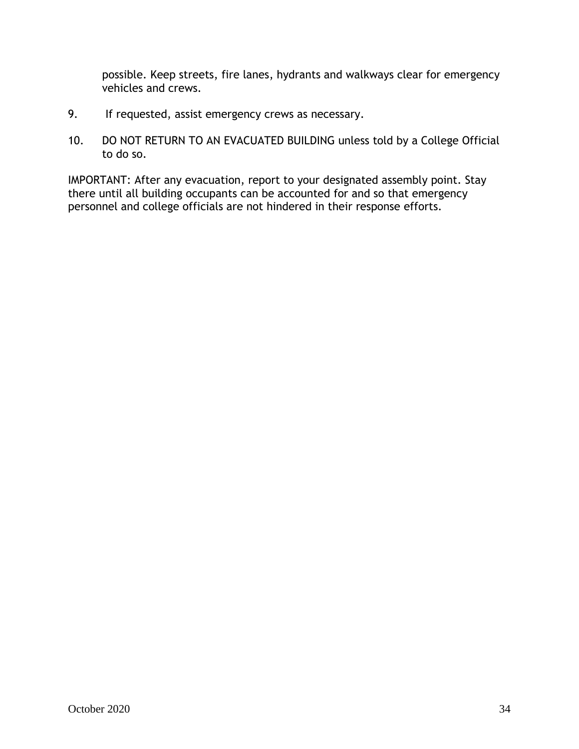possible. Keep streets, fire lanes, hydrants and walkways clear for emergency vehicles and crews.

9. If requested, assist emergency crews as necessary.

10. DO NOT RETURN TO AN EVACUATED BUILDING unless told by a College Official to do so.

IMPORTANT: After any evacuation, report to your designated assembly point. Stay there until all building occupants can be accounted for and so that emergency personnel and college officials are not hindered in their response efforts.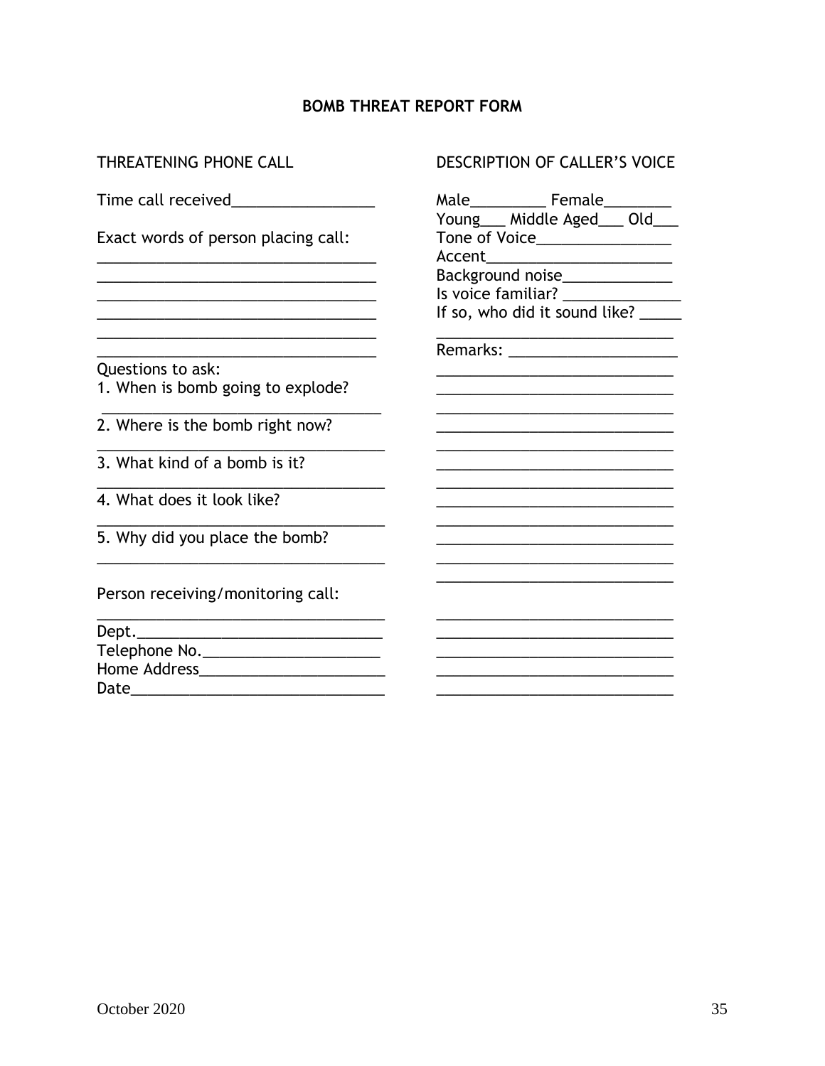# BOMB THREAT REPORT FORM

## THREATENING PHONE CALL

Time call received_________________

Exact words of person placing call:

__________________________________

__________________________________

__________________________________

__________________________________

__________________________________

__________________________________

Questions to ask:

1. When is bomb going to explode?

__________________________________

2. Where is the bomb right now?

__________________________________

3. What kind of a bomb is it?

__________________________________

4. What does it look like?

__________________________________

5. Why did you place the bomb?

__________________________________

Person receiving/monitoring call:

__________________________________

Dept.______________________________

Telephone No.______________________

Home Address_______________________

Date_______________________________

## DESCRIPTION OF CALLER'S VOICE

Male_________ Female________

Young___ Middle Aged___ Old___

Tone of Voice________________

Accent______________________

Background noise_____________

Is voice familiar? ______________

If so, who did it sound like? _____

_____________________________

Remarks: ____________________

_____________________________

_____________________________

_____________________________

_____________________________

_____________________________

_____________________________

_____________________________

_____________________________

_____________________________

_____________________________

_____________________________

_____________________________

_____________________________

_____________________________

_____________________________

_____________________________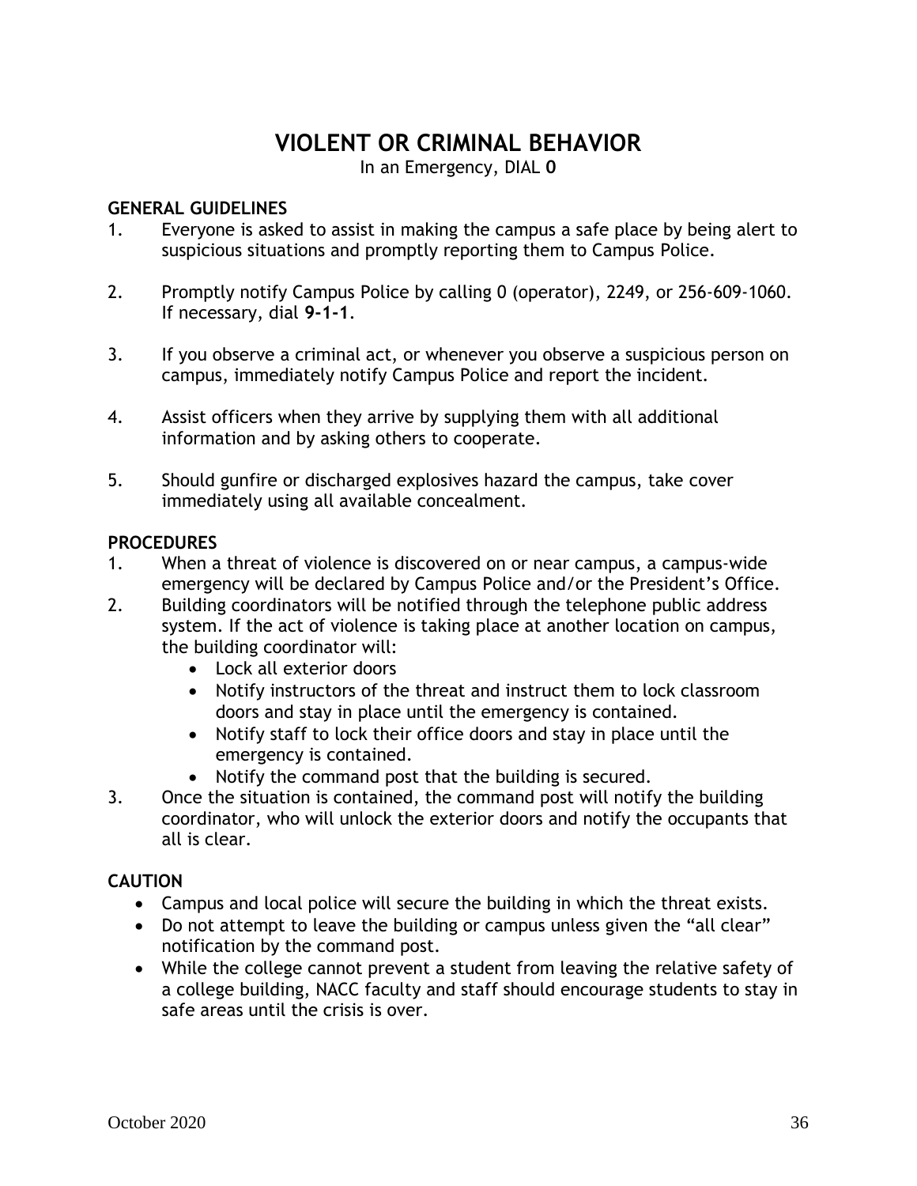# VIOLENT OR CRIMINAL BEHAVIOR

In an Emergency, DIAL **0**

## GENERAL GUIDELINES

1. Everyone is asked to assist in making the campus a safe place by being alert to suspicious situations and promptly reporting them to Campus Police.

2. Promptly notify Campus Police by calling 0 (operator), 2249, or 256-609-1060. If necessary, dial **9-1-1**.

3. If you observe a criminal act, or whenever you observe a suspicious person on campus, immediately notify Campus Police and report the incident.

4. Assist officers when they arrive by supplying them with all additional information and by asking others to cooperate.

5. Should gunfire or discharged explosives hazard the campus, take cover immediately using all available concealment.

## PROCEDURES

1. When a threat of violence is discovered on or near campus, a campus-wide emergency will be declared by Campus Police and/or the President's Office.
2. Building coordinators will be notified through the telephone public address system. If the act of violence is taking place at another location on campus, the building coordinator will:
   - Lock all exterior doors
   - Notify instructors of the threat and instruct them to lock classroom doors and stay in place until the emergency is contained.
   - Notify staff to lock their office doors and stay in place until the emergency is contained.
   - Notify the command post that the building is secured.
3. Once the situation is contained, the command post will notify the building coordinator, who will unlock the exterior doors and notify the occupants that all is clear.

## CAUTION

- Campus and local police will secure the building in which the threat exists.
- Do not attempt to leave the building or campus unless given the "all clear" notification by the command post.
- While the college cannot prevent a student from leaving the relative safety of a college building, NACC faculty and staff should encourage students to stay in safe areas until the crisis is over.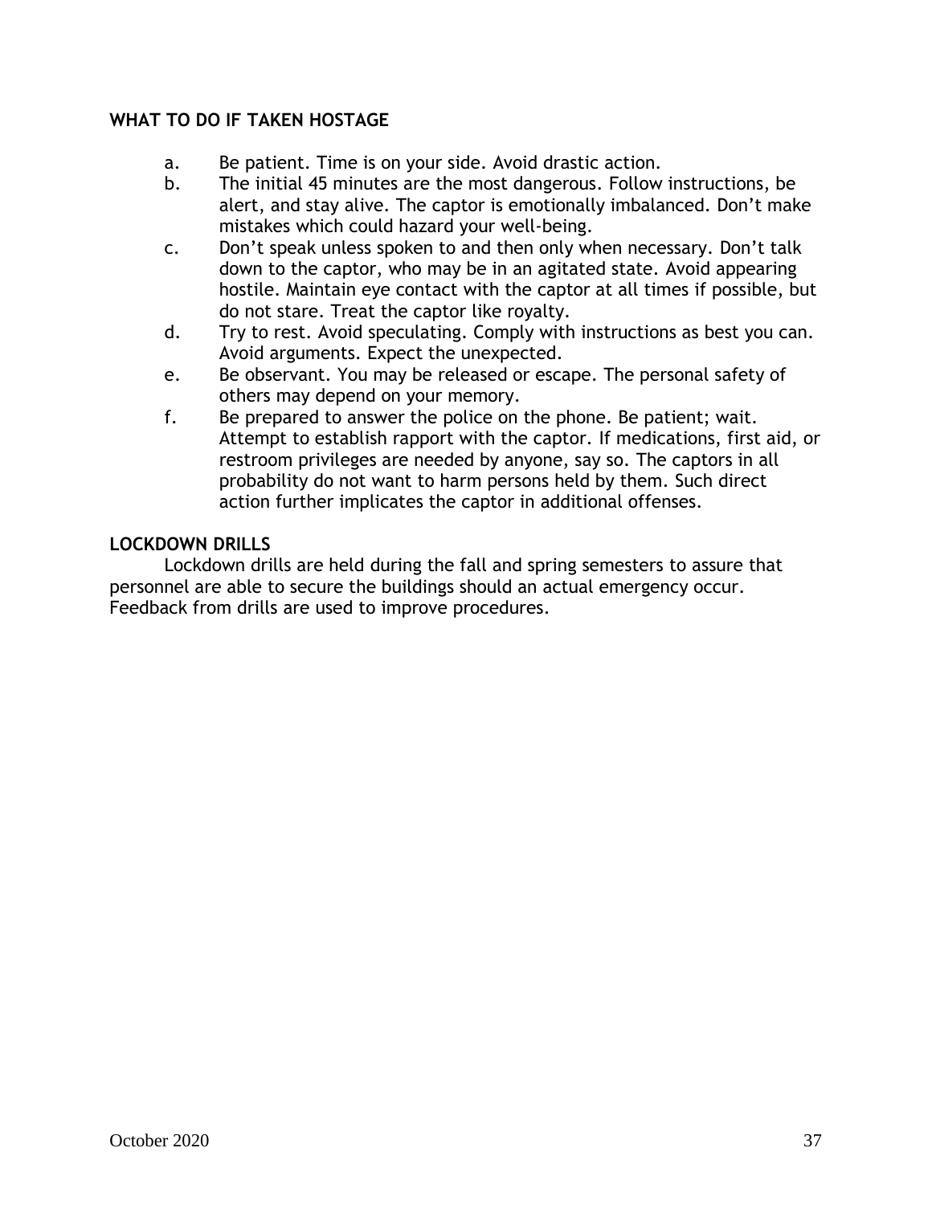## WHAT TO DO IF TAKEN HOSTAGE

a. Be patient. Time is on your side. Avoid drastic action.
b. The initial 45 minutes are the most dangerous. Follow instructions, be alert, and stay alive. The captor is emotionally imbalanced. Don't make mistakes which could hazard your well-being.
c. Don't speak unless spoken to and then only when necessary. Don't talk down to the captor, who may be in an agitated state. Avoid appearing hostile. Maintain eye contact with the captor at all times if possible, but do not stare. Treat the captor like royalty.
d. Try to rest. Avoid speculating. Comply with instructions as best you can. Avoid arguments. Expect the unexpected.
e. Be observant. You may be released or escape. The personal safety of others may depend on your memory.
f. Be prepared to answer the police on the phone. Be patient; wait. Attempt to establish rapport with the captor. If medications, first aid, or restroom privileges are needed by anyone, say so. The captors in all probability do not want to harm persons held by them. Such direct action further implicates the captor in additional offenses.

## LOCKDOWN DRILLS

Lockdown drills are held during the fall and spring semesters to assure that personnel are able to secure the buildings should an actual emergency occur. Feedback from drills are used to improve procedures.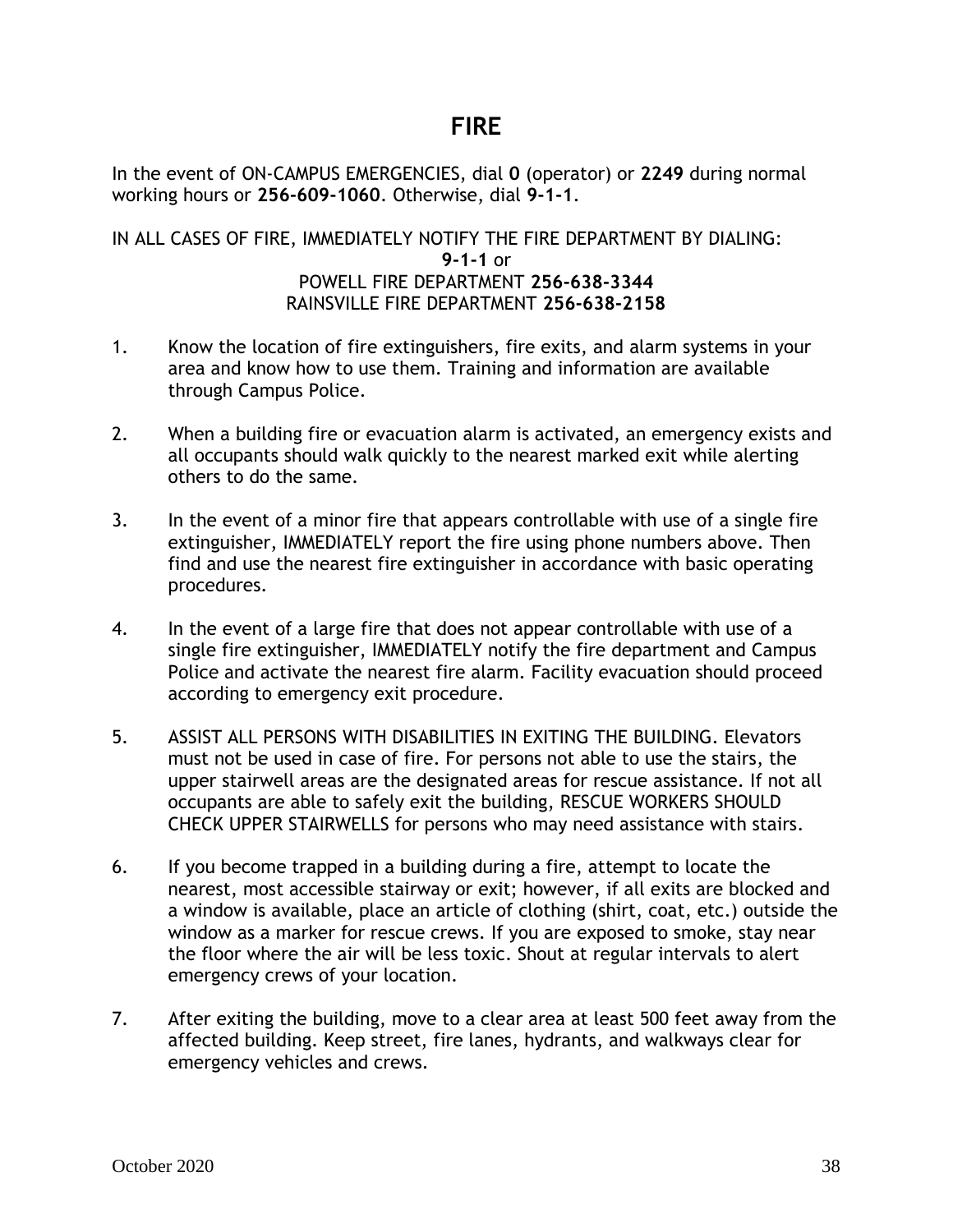# FIRE

In the event of ON-CAMPUS EMERGENCIES, dial **0** (operator) or **2249** during normal working hours or **256-609-1060**. Otherwise, dial **9-1-1**.

IN ALL CASES OF FIRE, IMMEDIATELY NOTIFY THE FIRE DEPARTMENT BY DIALING:
**9-1-1** or
POWELL FIRE DEPARTMENT **256-638-3344**
RAINSVILLE FIRE DEPARTMENT **256-638-2158**

1. Know the location of fire extinguishers, fire exits, and alarm systems in your area and know how to use them. Training and information are available through Campus Police.

2. When a building fire or evacuation alarm is activated, an emergency exists and all occupants should walk quickly to the nearest marked exit while alerting others to do the same.

3. In the event of a minor fire that appears controllable with use of a single fire extinguisher, IMMEDIATELY report the fire using phone numbers above. Then find and use the nearest fire extinguisher in accordance with basic operating procedures.

4. In the event of a large fire that does not appear controllable with use of a single fire extinguisher, IMMEDIATELY notify the fire department and Campus Police and activate the nearest fire alarm. Facility evacuation should proceed according to emergency exit procedure.

5. ASSIST ALL PERSONS WITH DISABILITIES IN EXITING THE BUILDING. Elevators must not be used in case of fire. For persons not able to use the stairs, the upper stairwell areas are the designated areas for rescue assistance. If not all occupants are able to safely exit the building, RESCUE WORKERS SHOULD CHECK UPPER STAIRWELLS for persons who may need assistance with stairs.

6. If you become trapped in a building during a fire, attempt to locate the nearest, most accessible stairway or exit; however, if all exits are blocked and a window is available, place an article of clothing (shirt, coat, etc.) outside the window as a marker for rescue crews. If you are exposed to smoke, stay near the floor where the air will be less toxic. Shout at regular intervals to alert emergency crews of your location.

7. After exiting the building, move to a clear area at least 500 feet away from the affected building. Keep street, fire lanes, hydrants, and walkways clear for emergency vehicles and crews.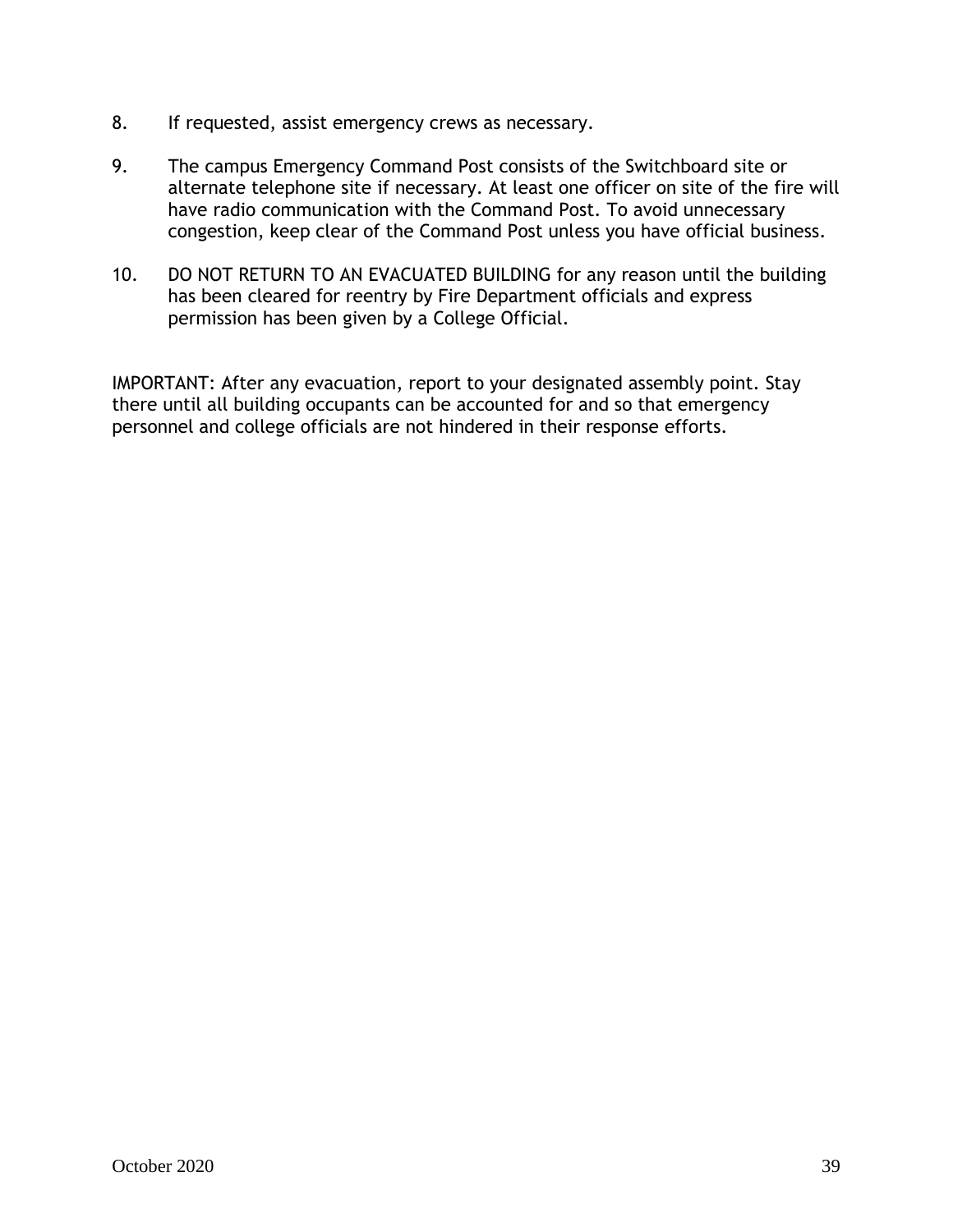8. If requested, assist emergency crews as necessary.

9. The campus Emergency Command Post consists of the Switchboard site or alternate telephone site if necessary. At least one officer on site of the fire will have radio communication with the Command Post. To avoid unnecessary congestion, keep clear of the Command Post unless you have official business.

10. DO NOT RETURN TO AN EVACUATED BUILDING for any reason until the building has been cleared for reentry by Fire Department officials and express permission has been given by a College Official.

IMPORTANT: After any evacuation, report to your designated assembly point. Stay there until all building occupants can be accounted for and so that emergency personnel and college officials are not hindered in their response efforts.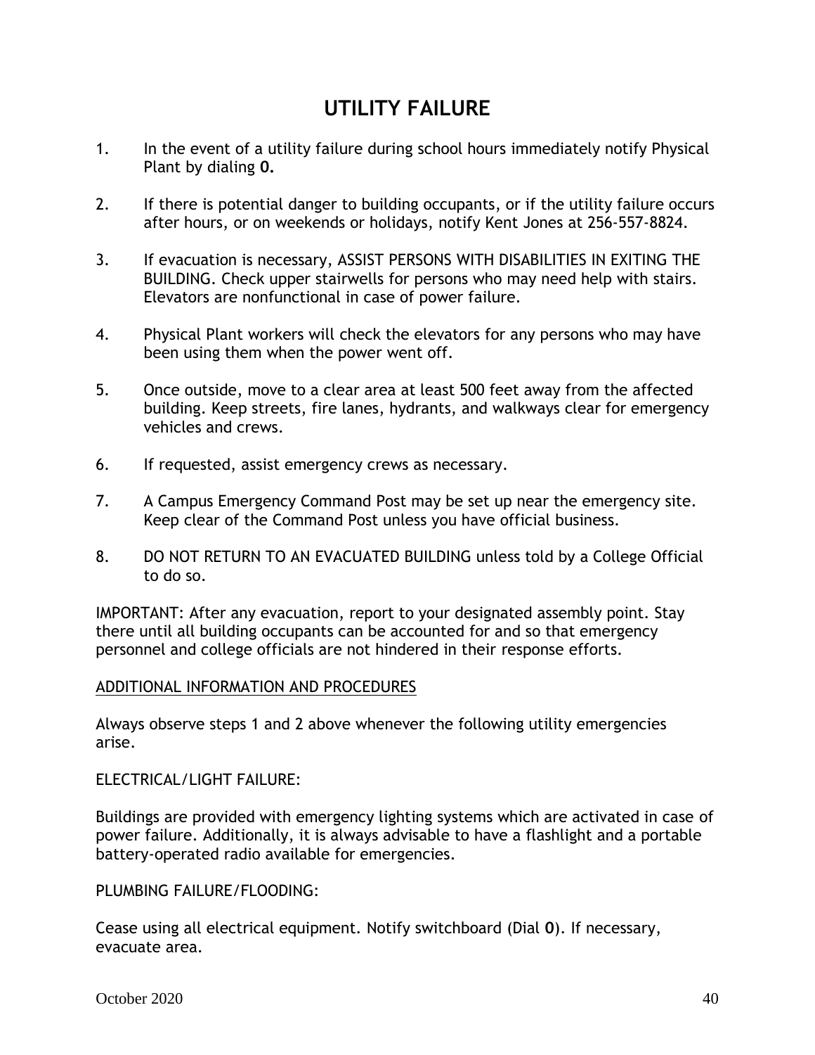# UTILITY FAILURE

1. In the event of a utility failure during school hours immediately notify Physical Plant by dialing **0.**

2. If there is potential danger to building occupants, or if the utility failure occurs after hours, or on weekends or holidays, notify Kent Jones at 256-557-8824.

3. If evacuation is necessary, ASSIST PERSONS WITH DISABILITIES IN EXITING THE BUILDING. Check upper stairwells for persons who may need help with stairs. Elevators are nonfunctional in case of power failure.

4. Physical Plant workers will check the elevators for any persons who may have been using them when the power went off.

5. Once outside, move to a clear area at least 500 feet away from the affected building. Keep streets, fire lanes, hydrants, and walkways clear for emergency vehicles and crews.

6. If requested, assist emergency crews as necessary.

7. A Campus Emergency Command Post may be set up near the emergency site. Keep clear of the Command Post unless you have official business.

8. DO NOT RETURN TO AN EVACUATED BUILDING unless told by a College Official to do so.

IMPORTANT: After any evacuation, report to your designated assembly point. Stay there until all building occupants can be accounted for and so that emergency personnel and college officials are not hindered in their response efforts.

<u>ADDITIONAL INFORMATION AND PROCEDURES</u>

Always observe steps 1 and 2 above whenever the following utility emergencies arise.

ELECTRICAL/LIGHT FAILURE:

Buildings are provided with emergency lighting systems which are activated in case of power failure. Additionally, it is always advisable to have a flashlight and a portable battery-operated radio available for emergencies.

PLUMBING FAILURE/FLOODING:

Cease using all electrical equipment. Notify switchboard (Dial **0**). If necessary, evacuate area.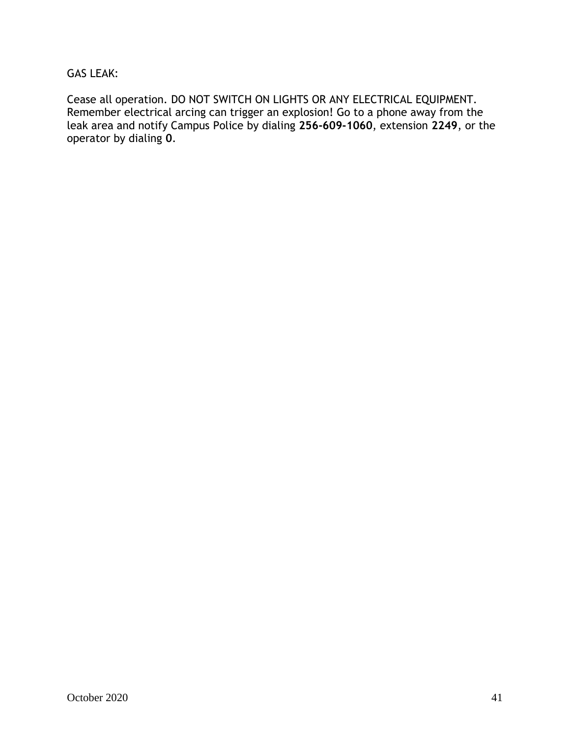GAS LEAK:

Cease all operation. DO NOT SWITCH ON LIGHTS OR ANY ELECTRICAL EQUIPMENT. Remember electrical arcing can trigger an explosion! Go to a phone away from the leak area and notify Campus Police by dialing **256-609-1060**, extension **2249**, or the operator by dialing **0**.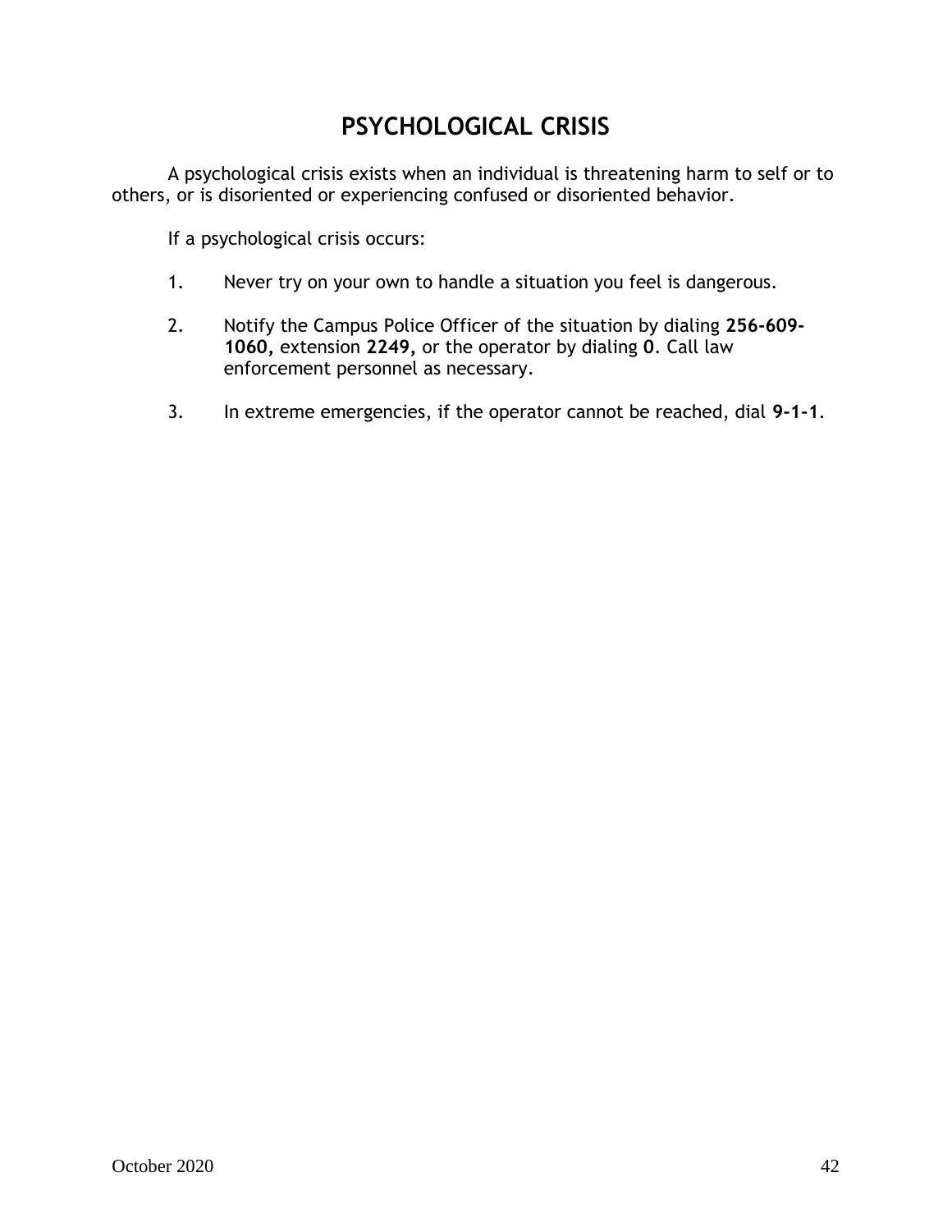# PSYCHOLOGICAL CRISIS

A psychological crisis exists when an individual is threatening harm to self or to others, or is disoriented or experiencing confused or disoriented behavior.

If a psychological crisis occurs:

1. Never try on your own to handle a situation you feel is dangerous.

2. Notify the Campus Police Officer of the situation by dialing **256-609-1060,** extension **2249,** or the operator by dialing **0**. Call law enforcement personnel as necessary.

3. In extreme emergencies, if the operator cannot be reached, dial **9-1-1**.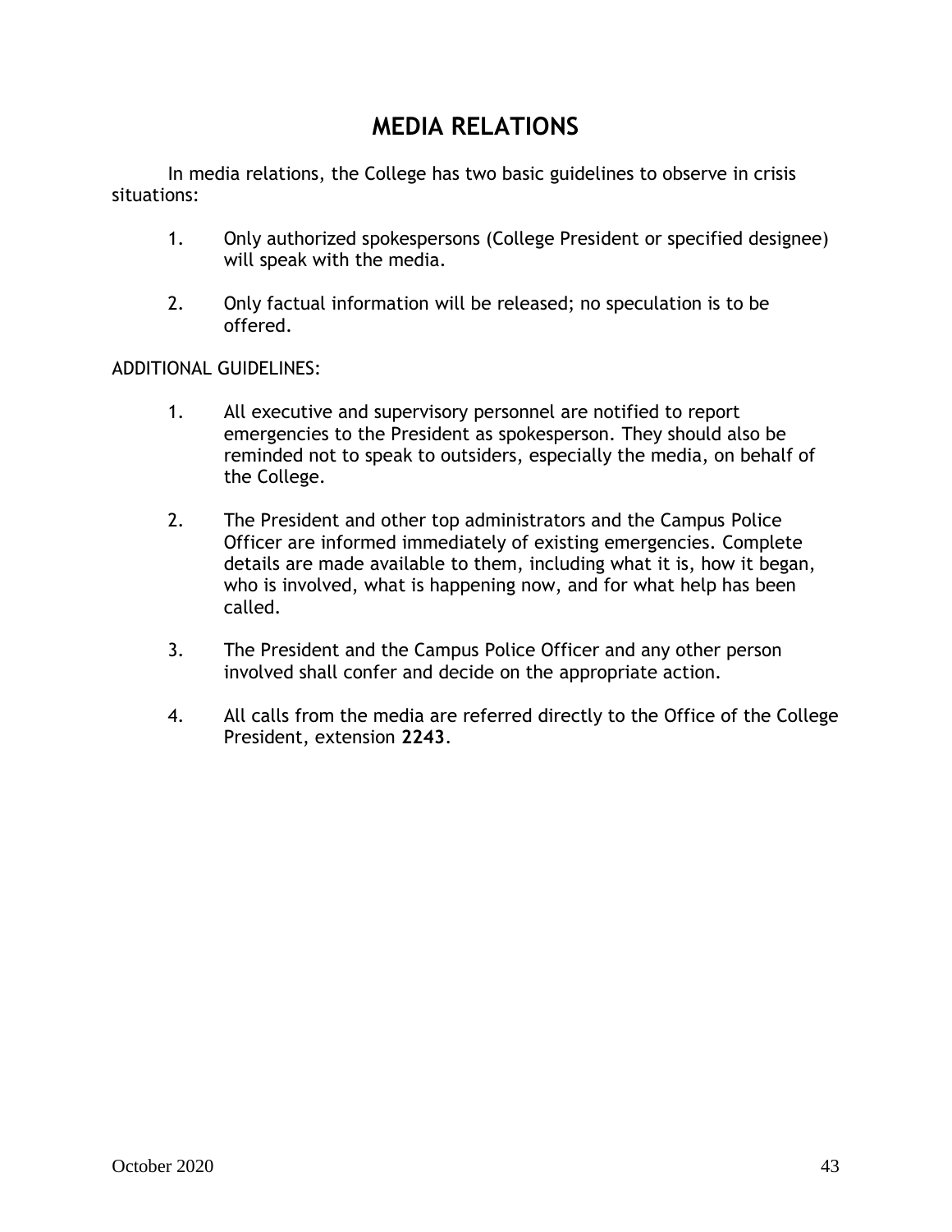# MEDIA RELATIONS

In media relations, the College has two basic guidelines to observe in crisis situations:

1. Only authorized spokespersons (College President or specified designee) will speak with the media.
2. Only factual information will be released; no speculation is to be offered.

ADDITIONAL GUIDELINES:

1. All executive and supervisory personnel are notified to report emergencies to the President as spokesperson. They should also be reminded not to speak to outsiders, especially the media, on behalf of the College.
2. The President and other top administrators and the Campus Police Officer are informed immediately of existing emergencies. Complete details are made available to them, including what it is, how it began, who is involved, what is happening now, and for what help has been called.
3. The President and the Campus Police Officer and any other person involved shall confer and decide on the appropriate action.
4. All calls from the media are referred directly to the Office of the College President, extension **2243**.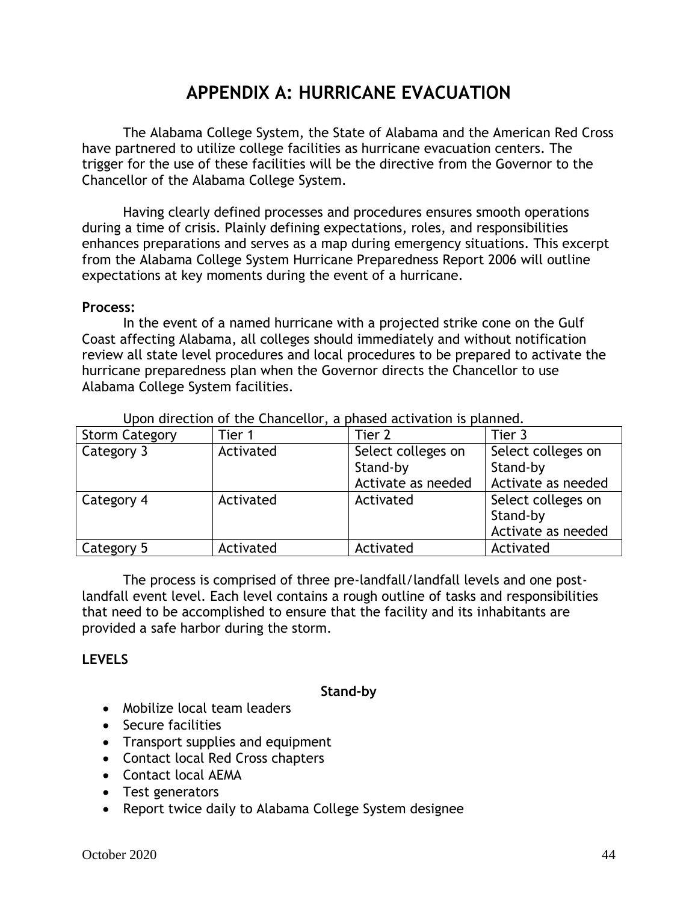# APPENDIX A: HURRICANE EVACUATION

The Alabama College System, the State of Alabama and the American Red Cross have partnered to utilize college facilities as hurricane evacuation centers. The trigger for the use of these facilities will be the directive from the Governor to the Chancellor of the Alabama College System.

Having clearly defined processes and procedures ensures smooth operations during a time of crisis. Plainly defining expectations, roles, and responsibilities enhances preparations and serves as a map during emergency situations. This excerpt from the Alabama College System Hurricane Preparedness Report 2006 will outline expectations at key moments during the event of a hurricane.

**Process:**

In the event of a named hurricane with a projected strike cone on the Gulf Coast affecting Alabama, all colleges should immediately and without notification review all state level procedures and local procedures to be prepared to activate the hurricane preparedness plan when the Governor directs the Chancellor to use Alabama College System facilities.

Upon direction of the Chancellor, a phased activation is planned.

| Storm Category | Tier 1 | Tier 2 | Tier 3 |
|---|---|---|---|
| Category 3 | Activated | Select colleges on Stand-by Activate as needed | Select colleges on Stand-by Activate as needed |
| Category 4 | Activated | Activated | Select colleges on Stand-by Activate as needed |
| Category 5 | Activated | Activated | Activated |

The process is comprised of three pre-landfall/landfall levels and one post-landfall event level. Each level contains a rough outline of tasks and responsibilities that need to be accomplished to ensure that the facility and its inhabitants are provided a safe harbor during the storm.

**LEVELS**

**Stand-by**

- Mobilize local team leaders
- Secure facilities
- Transport supplies and equipment
- Contact local Red Cross chapters
- Contact local AEMA
- Test generators
- Report twice daily to Alabama College System designee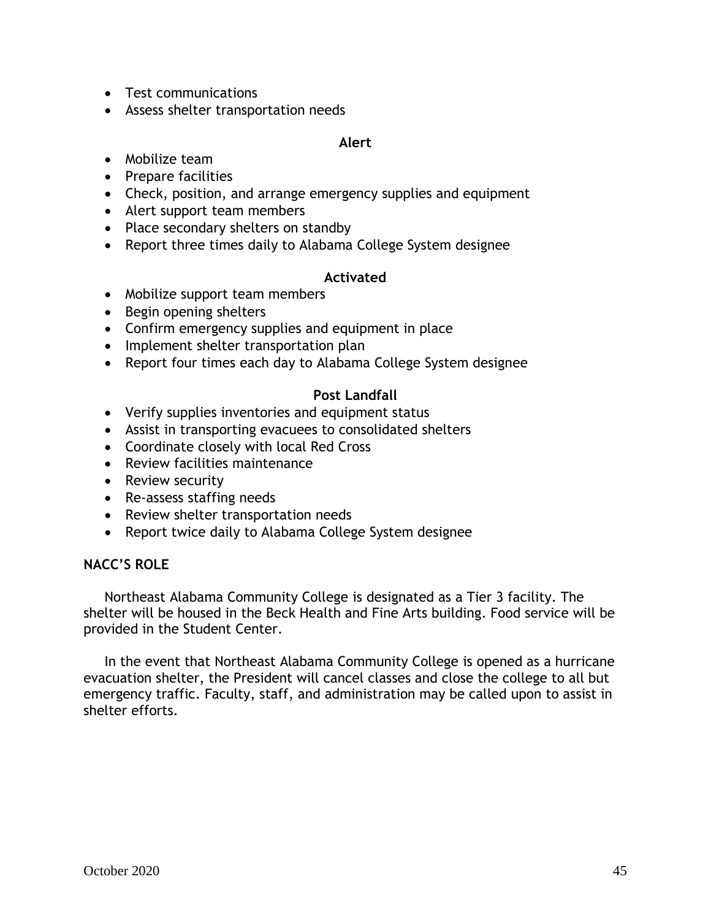- Test communications
- Assess shelter transportation needs

**Alert**

- Mobilize team
- Prepare facilities
- Check, position, and arrange emergency supplies and equipment
- Alert support team members
- Place secondary shelters on standby
- Report three times daily to Alabama College System designee

**Activated**

- Mobilize support team members
- Begin opening shelters
- Confirm emergency supplies and equipment in place
- Implement shelter transportation plan
- Report four times each day to Alabama College System designee

**Post Landfall**

- Verify supplies inventories and equipment status
- Assist in transporting evacuees to consolidated shelters
- Coordinate closely with local Red Cross
- Review facilities maintenance
- Review security
- Re-assess staffing needs
- Review shelter transportation needs
- Report twice daily to Alabama College System designee

**NACC'S ROLE**

Northeast Alabama Community College is designated as a Tier 3 facility. The shelter will be housed in the Beck Health and Fine Arts building. Food service will be provided in the Student Center.

In the event that Northeast Alabama Community College is opened as a hurricane evacuation shelter, the President will cancel classes and close the college to all but emergency traffic. Faculty, staff, and administration may be called upon to assist in shelter efforts.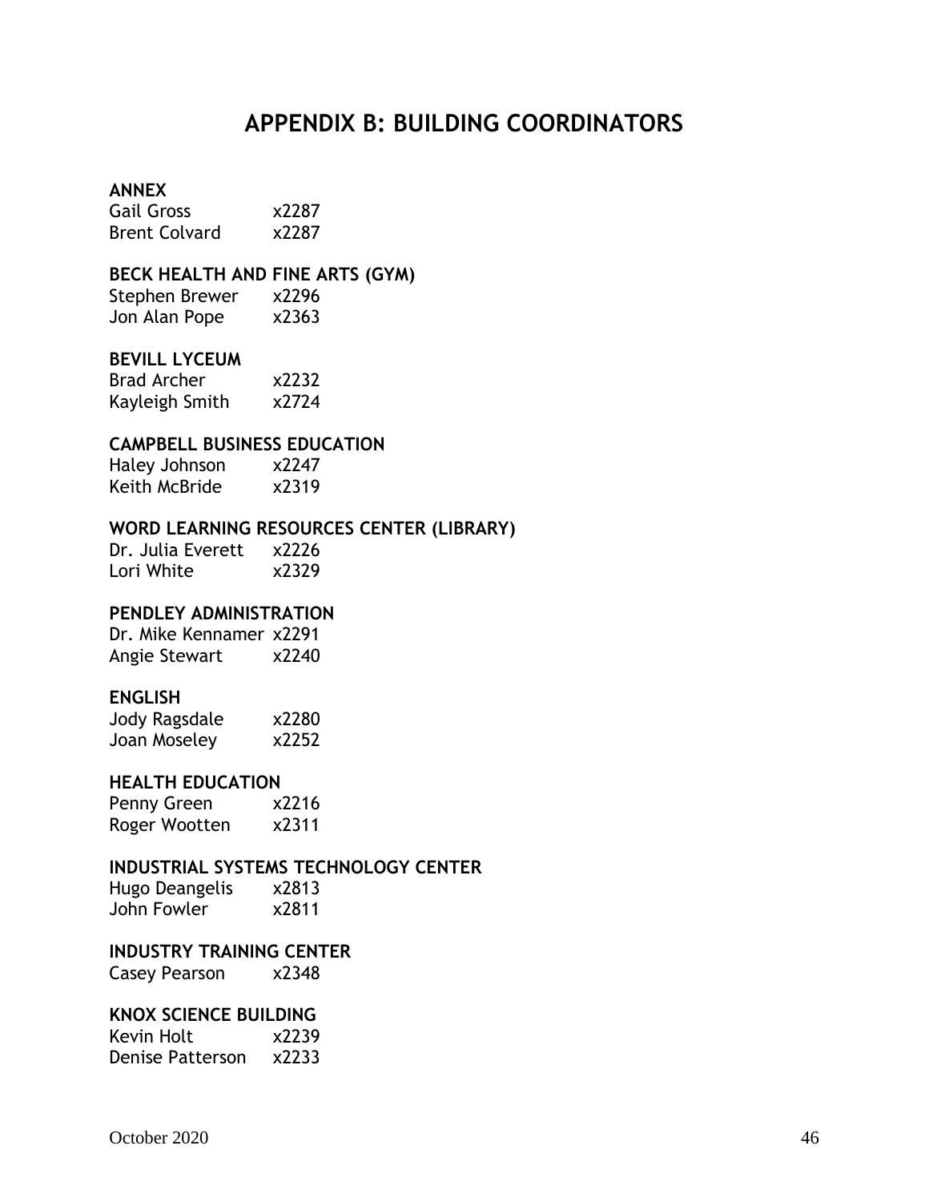# APPENDIX B: BUILDING COORDINATORS

**ANNEX**
Gail Gross x2287
Brent Colvard x2287

**BECK HEALTH AND FINE ARTS (GYM)**
Stephen Brewer x2296
Jon Alan Pope x2363

**BEVILL LYCEUM**
Brad Archer x2232
Kayleigh Smith x2724

**CAMPBELL BUSINESS EDUCATION**
Haley Johnson x2247
Keith McBride x2319

**WORD LEARNING RESOURCES CENTER (LIBRARY)**
Dr. Julia Everett x2226
Lori White x2329

**PENDLEY ADMINISTRATION**
Dr. Mike Kennamer x2291
Angie Stewart x2240

**ENGLISH**
Jody Ragsdale x2280
Joan Moseley x2252

**HEALTH EDUCATION**
Penny Green x2216
Roger Wootten x2311

**INDUSTRIAL SYSTEMS TECHNOLOGY CENTER**
Hugo Deangelis x2813
John Fowler x2811

**INDUSTRY TRAINING CENTER**
Casey Pearson x2348

**KNOX SCIENCE BUILDING**
Kevin Holt x2239
Denise Patterson x2233

October 2020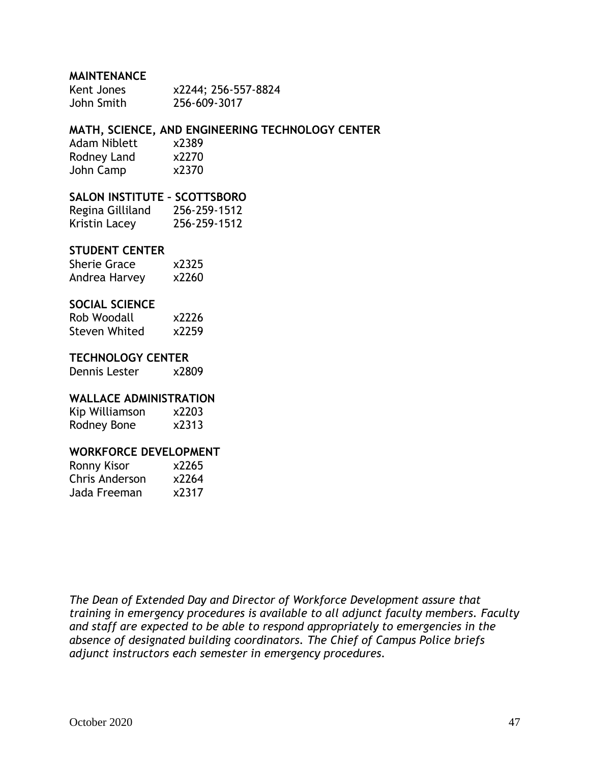**MAINTENANCE**

Kent Jones x2244; 256-557-8824
John Smith 256-609-3017

**MATH, SCIENCE, AND ENGINEERING TECHNOLOGY CENTER**

Adam Niblett x2389
Rodney Land x2270
John Camp x2370

**SALON INSTITUTE – SCOTTSBORO**

Regina Gilliland 256-259-1512
Kristin Lacey 256-259-1512

**STUDENT CENTER**

Sherie Grace x2325
Andrea Harvey x2260

**SOCIAL SCIENCE**

Rob Woodall x2226
Steven Whited x2259

**TECHNOLOGY CENTER**

Dennis Lester x2809

**WALLACE ADMINISTRATION**

Kip Williamson x2203
Rodney Bone x2313

**WORKFORCE DEVELOPMENT**

Ronny Kisor x2265
Chris Anderson x2264
Jada Freeman x2317

*The Dean of Extended Day and Director of Workforce Development assure that training in emergency procedures is available to all adjunct faculty members. Faculty and staff are expected to be able to respond appropriately to emergencies in the absence of designated building coordinators. The Chief of Campus Police briefs adjunct instructors each semester in emergency procedures.*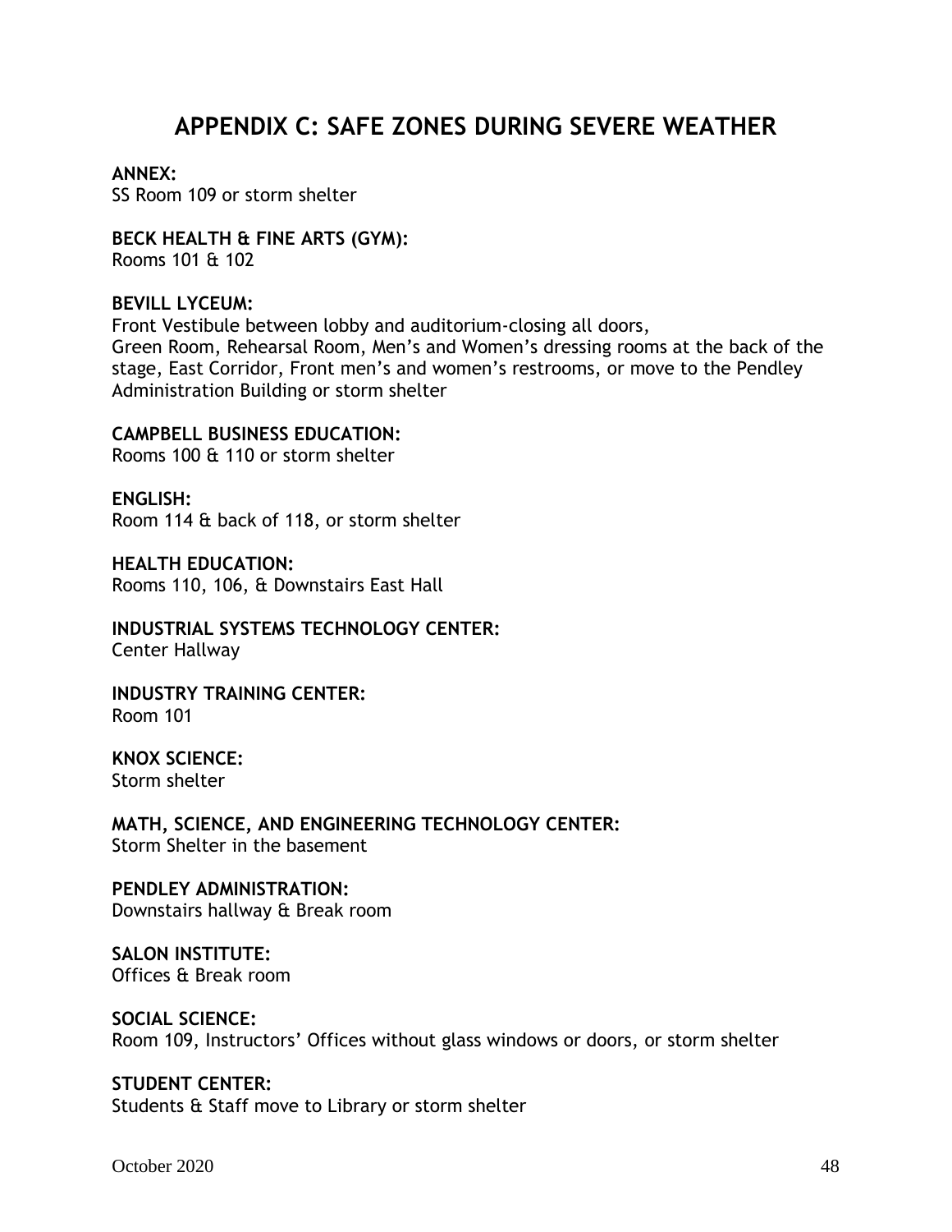# APPENDIX C: SAFE ZONES DURING SEVERE WEATHER

**ANNEX:**
SS Room 109 or storm shelter

**BECK HEALTH & FINE ARTS (GYM):**
Rooms 101 & 102

**BEVILL LYCEUM:**
Front Vestibule between lobby and auditorium-closing all doors,
Green Room, Rehearsal Room, Men's and Women's dressing rooms at the back of the stage, East Corridor, Front men's and women's restrooms, or move to the Pendley Administration Building or storm shelter

**CAMPBELL BUSINESS EDUCATION:**
Rooms 100 & 110 or storm shelter

**ENGLISH:**
Room 114 & back of 118, or storm shelter

**HEALTH EDUCATION:**
Rooms 110, 106, & Downstairs East Hall

**INDUSTRIAL SYSTEMS TECHNOLOGY CENTER:**
Center Hallway

**INDUSTRY TRAINING CENTER:**
Room 101

**KNOX SCIENCE:**
Storm shelter

**MATH, SCIENCE, AND ENGINEERING TECHNOLOGY CENTER:**
Storm Shelter in the basement

**PENDLEY ADMINISTRATION:**
Downstairs hallway & Break room

**SALON INSTITUTE:**
Offices & Break room

**SOCIAL SCIENCE:**
Room 109, Instructors' Offices without glass windows or doors, or storm shelter

**STUDENT CENTER:**
Students & Staff move to Library or storm shelter

October 2020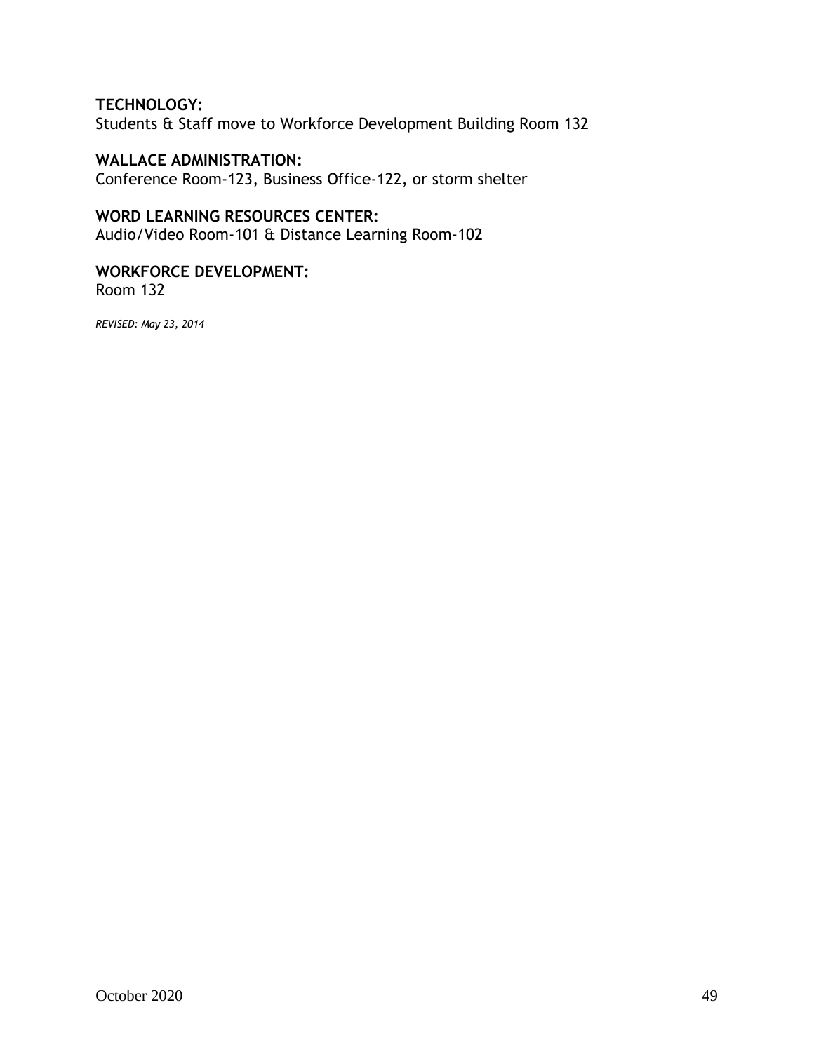**TECHNOLOGY:**
Students & Staff move to Workforce Development Building Room 132

**WALLACE ADMINISTRATION:**
Conference Room-123, Business Office-122, or storm shelter

**WORD LEARNING RESOURCES CENTER:**
Audio/Video Room-101 & Distance Learning Room-102

**WORKFORCE DEVELOPMENT:**
Room 132

*REVISED: May 23, 2014*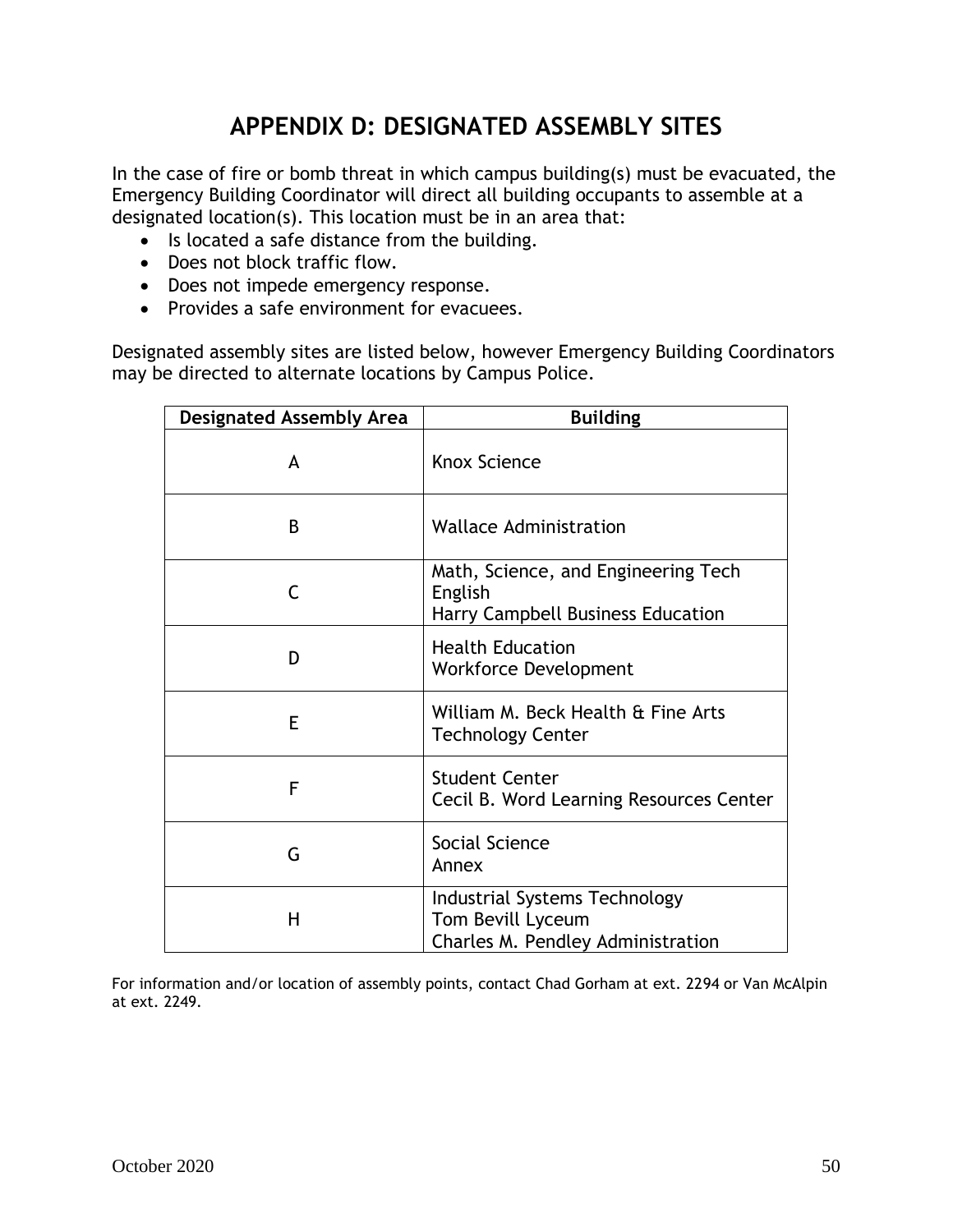# APPENDIX D: DESIGNATED ASSEMBLY SITES

In the case of fire or bomb threat in which campus building(s) must be evacuated, the Emergency Building Coordinator will direct all building occupants to assemble at a designated location(s). This location must be in an area that:

- Is located a safe distance from the building.
- Does not block traffic flow.
- Does not impede emergency response.
- Provides a safe environment for evacuees.

Designated assembly sites are listed below, however Emergency Building Coordinators may be directed to alternate locations by Campus Police.

| Designated Assembly Area | Building |
|---|---|
| A | Knox Science |
| B | Wallace Administration |
| C | Math, Science, and Engineering Tech<br>English<br>Harry Campbell Business Education |
| D | Health Education<br>Workforce Development |
| E | William M. Beck Health & Fine Arts<br>Technology Center |
| F | Student Center<br>Cecil B. Word Learning Resources Center |
| G | Social Science<br>Annex |
| H | Industrial Systems Technology<br>Tom Bevill Lyceum<br>Charles M. Pendley Administration |

For information and/or location of assembly points, contact Chad Gorham at ext. 2294 or Van McAlpin at ext. 2249.